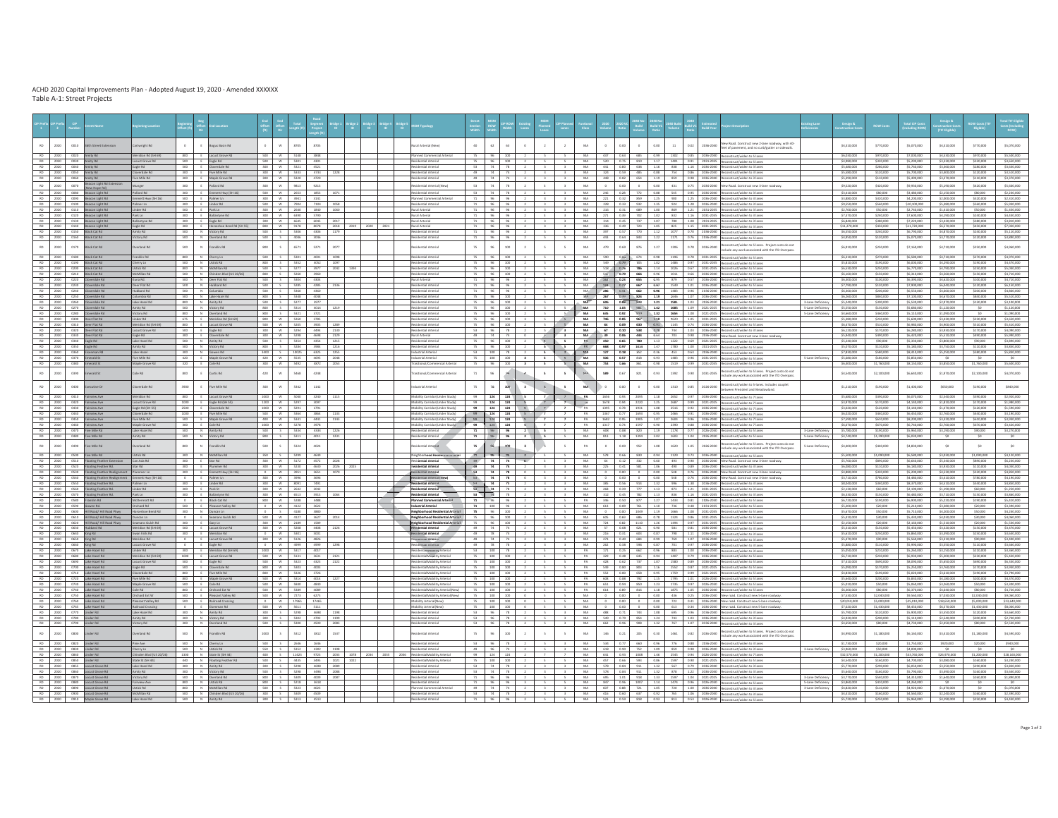# ACHD 2020 Capital Improvements Plan - Adopted August 19, 2020 - Amended XXXXXX

## Table A-1: Street Projects

| CIP Prefix 1 | CIP Prefix 2 | CIP Number | Street Name | Beginning Location | End Location | MPM Typology | Project Description |
|---|---|---|---|---|---|---|---|
| RD | 2020 | 0010 | 36th Street Extension | Cartwright Rd | Bogus Basin Rd | Rural Arterial (New) | New Road. Construct new 2-lane roadway, with 8' feet of pavement, and no curb/gutter or sidewalk. |
| RD | 2020 | 0020 | Amity Rd | Meridian Rd (SH 69) | Locust Grove Rd | Planned Commercial Arterial | Reconstruct/widen to 5 lanes |
| RD | 2020 | 0030 | Amity Rd | Locust Grove Rd | Eagle Rd | Residential Arterial | Reconstruct/widen to 5 lanes |
| RD | 2020 | 0040 | Amity Rd | Eagle Rd | Cloverdale Rd | Residential Arterial | Reconstruct/widen to 5 lanes |
| RD | 2020 | 0050 | Amity Rd | Cloverdale Rd | Five Mile Rd | Residential Arterial | Reconstruct/widen to 5 lanes |
| RD | 2020 | 0060 | Amity Rd | Five Mile Rd | Maple Grove Rd | Residential Arterial | Reconstruct/widen to 5 lanes |
| RD | 2020 | 0070 | Beacon Light Rd Extension (New Hope Rd) | Munger | Pollard Rd | Residential Arterial (New) | New Road. Construct new 5-lane roadway. |
| RD | 2020 | 0080 | Beacon Light Rd | Pollard Rd | Emmett Hwy (SH 16) | Residential Arterial | Reconstruct/widen to 5 lanes |
| RD | 2020 | 0090 | Beacon Light Rd | Emmett Hwy (SH 16) | Palmer Ln | Planned Commercial Arterial | Reconstruct/widen to 5 lanes |
| RD | 2020 | 0100 | Beacon Light Rd | Palmer Ln | Linder Rd | Residential Arterial | Reconstruct/widen to 5 lanes |
| RD | 2020 | 0110 | Beacon Light Rd | Linder Rd | Park Ln | Rural Arterial | Reconstruct/widen to 5 lanes |
| RD | 2020 | 0120 | Beacon Light Rd | Park Ln | Ballantyne Rd | Rural Arterial | Reconstruct/widen to 5 lanes |
| RD | 2020 | 0130 | Beacon Light Rd | Ballantyne Rd | Eagle Rd | Rural Arterial | Reconstruct/widen to 5 lanes |
| RD | 2020 | 0140 | Beacon Light Rd | Eagle Rd | Horseshoe Bend Rd (SH 55) | Rural Arterial | Reconstruct/widen to 5 lanes |
| RD | 2020 | 0150 | Black Cat Rd | Amity Rd | Victory Rd | Residential Arterial | Reconstruct/widen to 5 lanes |
| RD | 2020 | 0160 | Black Cat Rd | Victory Rd | Overland Rd | Residential Arterial | Reconstruct/widen to 5 lanes |
| RD | 2020 | 0170 | Black Cat Rd | Overland Rd | Franklin Rd | Residential Arterial | Reconstruct/widen to 5 lanes. Project costs do not include any work associated with the I-84 Overpass. |
| RD | 2020 | 0180 | Black Cat Rd | Franklin Rd | Cherry Ln | Residential Arterial | Reconstruct/widen to 5 lanes |
| RD | 2020 | 0190 | Black Cat Rd | Cherry Ln | Ustick Rd | Residential Arterial | Reconstruct/widen to 5 lanes |
| RD | 2020 | 0200 | Black Cat Rd | Ustick Rd | McMillan Rd | Residential Arterial | Reconstruct/widen to 5 lanes |
| RD | 2020 | 0210 | Black Cat Rd | McMillan Rd | Chinden Blvd (US 20/26) | Residential Arterial | Reconstruct/widen to 5 lanes |
| RD | 2020 | 0220 | Cloverdale Rd | Kuna Rd | Deer Flat Rd | Rural Arterial | Reconstruct/widen to 5 lanes |
| RD | 2020 | 0230 | Cloverdale Rd | Deer Flat Rd | Hubbard Rd | Residential Arterial | Reconstruct/widen to 5 lanes |
| RD | 2020 | 0240 | Cloverdale Rd | Hubbard Rd | Columbia | Residential Arterial | Reconstruct/widen to 5 lanes |
| RD | 2020 | 0250 | Cloverdale Rd | Columbia | Lake Hazel Rd | Residential Arterial | Reconstruct/widen to 5 lanes |
| RD | 2020 | 0260 | Cloverdale Rd | Lake Hazel Rd | Amity Rd | Residential Arterial | Reconstruct/widen to 5 lanes |
| RD | 2020 | 0270 | Cloverdale Rd | Amity Rd | Victory Rd | Residential Arterial | Reconstruct/widen to 5 lanes |
| RD | 2020 | 0280 | Cloverdale Rd | Victory Rd | Overland Rd | Residential Arterial | Reconstruct/widen to 5 lanes |
| RD | 2020 | 0290 | Deer Flat Rd | Linder Rd | Meridian Rd (SH 69) | Residential Arterial | Reconstruct/widen to 5 lanes |
| RD | 2020 | 0300 | Deer Flat Rd | Meridian Rd (SH 69) | Locust Grove Rd | Residential Arterial | Reconstruct/widen to 5 lanes |
| RD | 2020 | 0310 | Deer Flat Rd | Locust Grove Rd | Eagle Rd | Residential Arterial | Reconstruct/widen to 5 lanes |
| RD | 2020 | 0320 | Deer Flat Rd | Eagle Rd | Cloverdale Rd | Residential Arterial | Reconstruct/widen to 5 lanes |
| RD | 2020 | 0330 | Eagle Rd | Lake Hazel Rd | Amity Rd | Residential Arterial | Reconstruct/widen to 5 lanes |
| RD | 2020 | 0340 | Eagle Rd | Amity Rd | Victory Rd | Residential Arterial | Reconstruct/widen to 5 lanes |
| RD | 2020 | 0350 | Eagle Rd | Victory Rd | Overland Rd | Residential Arterial | Reconstruct/widen to 5 lanes |
| RD | 2020 | 0360 | Eisenman Rd | Lake Hazel | Gowen Rd | Industrial Arterial | Reconstruct/widen to 5 lanes |
| RD | 2020 | 0370 | Emerald St | Five Mile Rd | Maple Grove Rd | Industrial Arterial | Reconstruct/widen to 5 lanes |
| RD | 2020 | 0380 | Emerald St | Maple Grove Rd | Cole Rd | Traditional/Commercial Arterial | Reconstruct/widen to 5 lanes |
| RD | 2020 | 0390 | Emerald St | Cole Rd | Curtis Rd | Traditional/Commercial Arterial | Reconstruct/widen to 5 lanes. Project costs do not include any work associated with the I-84 Overpass. |
| RD | 2020 | 0400 | Executive Dr | Cloverdale Rd | Five Mile Rd | Industrial Arterial | Reconstruct/widen to 5 lanes. Includes coupler between President and Meadowland. |
| RD | 2020 | 0410 | Fairview Ave | Meridian Rd | Locust Grove Rd | Mobility Corridor (Under Study) | Reconstruct/widen to 7 lanes |
| RD | 2020 | 0420 | Fairview Ave | Locust Grove Rd | Eagle Rd (SH 55) | Mobility Corridor (Under Study) | Reconstruct/widen to 7 lanes |
| RD | 2020 | 0430 | Fairview Ave | Eagle Rd (SH 55) | Cloverdale Rd | Mobility Corridor (Under Study) | Reconstruct/widen to 7 lanes |
| RD | 2020 | 0440 | Fairview Ave | Cloverdale Rd | Five Mile Rd | Mobility Corridor (Under Study) | Reconstruct/widen to 7 lanes |
| RD | 2020 | 0450 | Fairview Ave | Five Mile Rd | Maple Grove Rd | Mobility Corridor (Under Study) | Reconstruct/widen to 7 lanes |
| RD | 2020 | 0460 | Fairview Ave | Maple Grove Rd | Cole Rd | Mobility Corridor (Under Study) | Reconstruct/widen to 7 lanes |
| RD | 2020 | 0470 | Five Mile Rd | Lake Hazel Rd | Amity Rd | Residential Arterial | Reconstruct/widen to 5 lanes |
| RD | 2020 | 0480 | Five Mile Rd | Amity Rd | Victory Rd | Residential Arterial | Reconstruct/widen to 5 lanes |
| RD | 2020 | 0490 | Five Mile Rd | Overland Rd | Franklin Rd | Residential Arterial | Reconstruct/widen to 5 lanes. Project costs do not include any work associated with the I-84 Overpass. |
| RD | 2020 | 0500 | Five Mile Rd | Ustick Rd | McMillan Rd | Neighborhood Residential Arterial | Reconstruct/widen to 5 lanes |
| RD | 2020 | 0510 | Floating Feather Rd Extension | Can-Ada Rd | Star Rd | Residential Arterial | New Road. Construct new 5-lane roadway. |
| RD | 2020 | 0520 | Floating Feather Rd | Star Rd | Plummer Rd | Residential Arterial | Reconstruct/widen to 5 lanes |
| RD | 2020 | 0530 | Floating Feather Realignment | Plummer Ln | Emmett Hwy (SH 16) | Residential Arterial | New Road. Construct new 5-lane roadway. |
| RD | 2020 | 0540 | Floating Feather Realignment | Emmett Hwy (SH 16) | Palmer Ln | Residential Arterial (New) | New Road. Construct new 5-lane roadway. |
| RD | 2020 | 0550 | Floating Feather Rd | Palmer Ln | Linder Rd | Residential Arterial | Reconstruct/widen to 5 lanes |
| RD | 2020 | 0560 | Floating Feather Rd | Linder Rd | Park Ln | Residential Arterial | Reconstruct/widen to 5 lanes |
| RD | 2020 | 0570 | Floating Feather Rd | Park Ln | Ballantyne Rd | Residential Arterial | Reconstruct/widen to 5 lanes |
| RD | 2020 | 0580 | Franklin Rd | McDermott Rd | Star Rd | Planned Commercial Arterial | Reconstruct/widen to 5 lanes |
| RD | 2020 | 0590 | Gowen Rd | Orchard Rd | Pleasant Valley Rd | Industrial Arterial | Reconstruct/widen to 5 lanes |
| RD | 2020 | 0600 | Hill Road/Hill Road Pkwy | Horseshoe Bend Rd | Duncan Ln | Neighborhood Residential Arterial | Reconstruct/widen to 5 lanes |
| RD | 2020 | 0610 | Hill Road Pkwy | Duncan Ln | Seamans Gulch Rd | Neighborhood Residential Arterial | Reconstruct/widen to 5 lanes |
| RD | 2020 | 0620 | Hill Road/Hill Road Pkwy | Seamans Gulch Rd | Bogus Basin Rd | Neighborhood Residential Arterial | Reconstruct/widen to 5 lanes |
| RD | 2020 | 0630 | Hubbard Rd | Meridian Rd (SH 69) | Locust Grove Rd | Residential Arterial | Reconstruct/widen to 5 lanes |
| RD | 2020 | 0640 | King Rd | Swan Falls Rd | Meridian Rd | Residential Arterial | Reconstruct/widen to 5 lanes |
| RD | 2020 | 0650 | King Rd | Meridian Rd | Locust Grove Rd | Residential Arterial | Reconstruct/widen to 5 lanes |
| RD | 2020 | 0660 | King Rd | Locust Grove Rd | Eagle Rd | Residential Arterial | Reconstruct/widen to 5 lanes |
| RD | 2020 | 0670 | Lake Hazel Rd | Linder Rd | Meridian Rd (SH 69) | Residential/Mobility Arterial | Reconstruct/widen to 5 lanes |
| RD | 2020 | 0680 | Lake Hazel Rd | Meridian Rd (SH 69) | Locust Grove Rd | Residential/Mobility Arterial | Reconstruct/widen to 5 lanes |
| RD | 2020 | 0690 | Lake Hazel Rd | Locust Grove Rd | Eagle Rd | Residential/Mobility Arterial | Reconstruct/widen to 5 lanes |
| RD | 2020 | 0700 | Lake Hazel Rd | Eagle Rd | Cloverdale Rd | Residential/Mobility Arterial | Reconstruct/widen to 5 lanes |
| RD | 2020 | 0710 | Lake Hazel Rd | Cloverdale Rd | Five Mile Rd | Residential/Mobility Arterial | Reconstruct/widen to 5 lanes |
| RD | 2020 | 0720 | Lake Hazel Rd | Five Mile Rd | Maple Grove Rd | Residential/Mobility Arterial | Reconstruct/widen to 5 lanes |
| RD | 2020 | 0730 | Lake Hazel Rd | Maple Grove Rd | Cole Rd | Residential/Mobility Arterial | Reconstruct/widen to 5 lanes |
| RD | 2020 | 0740 | Lake Hazel Rd | Cole Rd | Orchard Ext W | Residential/Mobility Arterial | Reconstruct/widen to 5 lanes |
| RD | 2020 | 0750 | Lake Hazel Rd | Orchard Ext W | Pleasant Valley Rd | Residential/Mobility Arterial (New) | New road. Construct new 5-lane roadway. |
| RD | 2020 | 0760 | Lake Hazel Rd | Pleasant Valley Rd | Railroad Crossing | Mobility Arterial (New) | New road. Construct new 5-lane roadway. |
| RD | 2020 | 0765 | Lake Hazel Rd | Railroad Crossing | Eisenman Rd | Mobility Arterial (New) | New road. Construct new 5-lane roadway. |
| RD | 2020 | 0770 | Linder Rd | Lake Hazel Rd | Amity Rd | Residential Arterial | Reconstruct/widen to 5 lanes |
| RD | 2020 | 0780 | Linder Rd | Amity Rd | Victory Rd | Residential Arterial | Reconstruct/widen to 5 lanes |
| RD | 2020 | 0790 | Linder Rd | Victory Rd | Overland Rd | Residential Arterial | Reconstruct/widen to 5 lanes |
| RD | 2020 | 0800 | Linder Rd | Overland Rd | Franklin Rd | Residential Arterial | Reconstruct/widen to 5 lanes. Project costs do not include any work associated with the I-84 Overpass. |
| RD | 2020 | 0810 | Linder Rd | Pine Ave | Cherry Ln | Residential Arterial | Reconstruct/widen to 5 lanes |
| RD | 2020 | 0820 | Linder Rd | Cherry Ln | Ustick Rd | Residential Arterial | Reconstruct/widen to 5 lanes |
| RD | 2020 | 0830 | Linder Rd | Chinden Blvd (US 20/26) | State St (SH 44) | Residential Arterial | Reconstruct/widen to 5 lanes |
| RD | 2020 | 0840 | Linder Rd | State St (SH 44) | Floating Feather Rd | Residential Arterial | Reconstruct/widen to 5 lanes |
| RD | 2020 | 0850 | Locust Grove Rd | Lake Hazel Rd | Amity Rd | Residential Arterial | Reconstruct/widen to 5 lanes |
| RD | 2020 | 0860 | Locust Grove Rd | Amity Rd | Victory Rd | Residential Arterial | Reconstruct/widen to 5 lanes |
| RD | 2020 | 0870 | Locust Grove Rd | Victory Rd | Overland Rd | Residential Arterial | Reconstruct/widen to 5 lanes |
| RD | 2020 | 0880 | Locust Grove Rd | Fairview Ave | Ustick Rd | Residential Arterial | Reconstruct/widen to 5 lanes |
| RD | 2020 | 0890 | Locust Grove Rd | Ustick Rd | McMillan Rd | Residential Arterial | Reconstruct/widen to 5 lanes |
| RD | 2020 | 0900 | Locust Grove Rd | McMillan Rd | Chinden Blvd (US 20/26) | Residential Arterial | Reconstruct/widen to 5 lanes |
| RD | 2020 | 0910 | Maple Grove Rd | Lake Hazel Rd | Amity Rd | Residential Arterial | Reconstruct/widen to 5 lanes |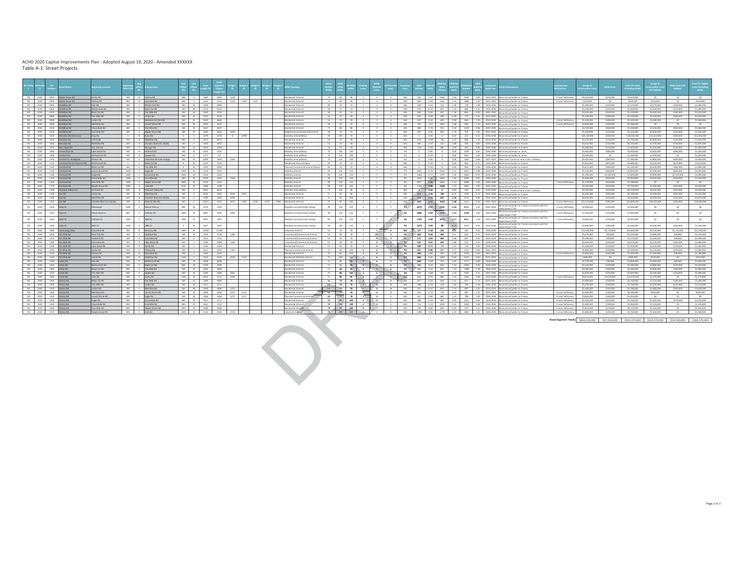ACHD 2020 Capital Improvements Plan - Adopted August 19, 2020 - Amended XXXXXX

Table A-1: Street Projects

| CIP Prefix 1 | CIP Prefix 2 | CIP Number | Street Name | Beginning Location | Beginning Offset (ft) | Beg Offset Dir | End Location | End Offset (ft) | End Offset Dir | Total Length (ft) | Road Segment Project Length (ft) | Bridge 1 ID | Bridge 2 ID | Bridge 3 ID | Bridge 4 ID | Bridge 5 ID | MSM Typology | Street Section Width | MSM ROW Width | CIP ROW Width | Existing Lanes | MSM Planned Lanes | CIP Planned Lanes | Functional Class | 2020 Volume | 2020 V/C Ratio | 2040 No Build Volume | 2040 No Build V/C Ratio | 2040 Build Volume | 2040 Build V/C Ratio | Estimated Build Year | Project Description | Existing Lane Deficiencies | Design & Construction Costs | ROW Costs | Total CIP Costs (Including ROW) | Design & Construction Costs (TIF Eligible) | ROW Costs (TIF Eligible) | Total TIF Eligible Costs (Including ROW) |
|---|---|---|---|---|---|---|---|---|---|---|---|---|---|---|---|---|---|---|---|---|---|---|---|---|---|---|---|---|---|---|---|---|---|---|---|---|---|---|---|
| RD | 2020 | 0920 | Maple Grove Rd | Amity Rd | 300 | N | Victory Rd | 800 | S | 5305 | 4205 | 1239 | | | | | Residential Arterial | 71 | 96 | 96 | 2 | 3 | 3 | MA | 736 | 1.07 | 1002 | 1.45 | 1620 | 1.35 | 2021-2025 | Reconstruct/widen to 3 lanes | 3-Lane Deficiency | $4,250,000 | $670,000 | $4,920,000 | $0 | $0 | $0 |
| RD | 2020 | 0930 | Maple Grove Rd | Victory Rd | 800 | N | Overland Rd | 800 | S | 5434 | 3734 | 1242 | 1238 | 1237 | | | Residential Arterial | 71 | 96 | 96 | 2 | 3 | 3 | MA | 660 | 0.96 | 928 | 1.34 | 1688 | 1.10 | 2031-2035 | Reconstruct/widen to 3 lanes | 3-Lane Deficiency | $550,000 | $0 | $550,000 | $410,000 | $0 | $410,000 |
| RD | 2020 | 0950 | McMillan Rd | Star Rd | 300 | E | McDermott Rd | 300 | W | 5290 | 4690 | | | | | | Residential Arterial | 49 | 74 | 74 | 2 | 3 | 3 | MA | 438 | 0.63 | 731 | 1.06 | 778 | 1.08 | 2036-2040 | Reconstruct/widen to 3 lanes | | $5,460,000 | $220,000 | $5,670,000 | $3,270,000 | $220,000 | $3,480,000 |
| RD | 2020 | 0960 | McMillan Rd | McDermott Rd | 300 | E | Black Cat Rd | 300 | W | 5270 | 4670 | | | | | | Residential Arterial | 49 | 74 | 74 | 2 | 3 | 3 | MA | 376 | 0.55 | 427 | 1.20 | 806 | 1.24 | 2036-2040 | Reconstruct/widen to 3 lanes | | $5,340,000 | $220,000 | $5,560,000 | $3,260,000 | $220,000 | $3,480,000 |
| RD | 2020 | 0970 | McMillan Rd | Black Cat Rd | 300 | E | Ten Mile Rd | 300 | W | 5305 | 4705 | | | | | | Residential Arterial | 49 | 74 | 74 | 2 | 3 | 3 | MA | 564 | 0.82 | 955 | 1.38 | 683 | 0.95 | 2031-2035 | Reconstruct/widen to 3 lanes | | $5,020,000 | $100,000 | $5,120,000 | $3,050,000 | $100,000 | $3,150,000 |
| RD | 2020 | 0980 | McMillan Rd | Ten Mile Rd | 300 | E | Linder Rd | 300 | W | 5232 | 4632 | | | | | | Residential Arterial | 53 | 74 | 78 | 2 | 3 | 3 | MA | 456 | 0.66 | 689 | 1.00 | 737 | 1.02 | 2031-2035 | Reconstruct/widen to 3 lanes | | $5,140,000 | $400,000 | $5,540,000 | $3,150,000 | $400,000 | $3,550,000 |
| RD | 2020 | 0990 | McMillan Rd | Linder Rd | 300 | E | Meridian Rd (SH 69) | 300 | W | 5665 | 4665 | | | | | | Residential Arterial | 53 | 74 | 78 | 2 | 3 | 3 | MA | 437 | 0.63 | 682 | 0.99 | 865 | 1.20 | 2031-2035 | Reconstruct/widen to 3 lanes | 3-Lane Deficiency | $5,200,000 | $290,000 | $5,520,000 | $3,300,000 | $0 | $3,080,000 |
| RD | 2020 | 1000 | McMillan Rd | Meridian Rd | 300 | E | Locust Grove Rd | 600 | W | 5042 | 4142 | | | | | | Residential Arterial | 49 | 74 | 74 | 2 | 3 | 3 | MA | 732 | 1.07 | 1020 | 1.48 | 960 | 1.33 | 2021-2025 | Reconstruct/widen to 3 lanes | 3-Lane Deficiency | $4,640,000 | $150,000 | $4,780,000 | $0 | $0 | $0 |
| RD | 2020 | 1010 | McMillan Rd | Cloverdale Rd | 600 | E | Five Mile Rd | 300 | W | 5697 | 4697 | | | | | | Residential Arterial | 71 | 96 | 96 | 2 | 3 | 3 | MA | 540 | 0.78 | 914 | 1.33 | 1079 | 0.86 | 2031-2035 | Reconstruct/widen to 3 lanes | | $4,740,000 | $560,000 | $5,290,000 | $2,510,000 | $560,000 | $3,060,000 |
| RD | 2020 | 1020 | McMillan Rd | Five Mile Rd | 300 | E | Maple Grove Rd | 300 | W | 5264 | 4664 | 2059 | | | | | Neighborhood Residential Arterial | 49 | 74 | 74 | 2 | 3 | 3 | MA | 587 | 0.85 | 820 | 1.19 | 759 | 1.05 | 2031-2035 | Reconstruct/widen to 3 lanes | | $5,160,000 | $150,000 | $5,310,000 | $3,200,000 | $150,000 | $3,350,000 |
| RD | 2020 | 1030 | Meridian Rd Extension | King Rd | 0 | N | Kuna Rd | 0 | S | 5278 | 5278 | | | | | | Mobility Arterial (New) | 49 | 100 | 74 | 0 | 3 | 3 | MA | 0 | 0.00 | 0 | 0.00 | 222 | 0.32 | 2036-2040 | Reconstruct/widen to 3 lanes | | $16,130,000 | $400,000 | $16,520,000 | $15,410,000 | $400,000 | $15,810,000 |
| RD | 2020 | 1050 | Meridian Rd | Ustick Rd | 300 | N | McMillan Rd | 300 | S | 5310 | 4210 | | | | | | Residential Arterial | 53 | 74 | 78 | 2 | 3 | 3 | MA | 674 | 0.98 | 736 | 1.07 | 884 | 1.23 | 2026-2030 | Reconstruct/widen to 3 lanes | | $4,570,000 | $130,000 | $4,700,000 | $2,830,000 | $130,000 | $2,950,000 |
| RD | 2020 | 1060 | Meridian Rd | McMillan Rd | 300 | N | Chinden Blvd (US 20/26) | 500 | S | 5302 | 4502 | | | | | | Residential Arterial | 53 | 74 | 78 | 2 | 3 | 3 | MA | 461 | 0.67 | 610 | 0.88 | 599 | 0.83 | 2036-2040 | Reconstruct/widen to 3 lanes | | $4,610,000 | $120,000 | $4,720,000 | $2,760,000 | $120,000 | $2,870,000 |
| RD | 2020 | 1070 | New Hope Rd | Can Ada Rd | 300 | E | Munger Rd | 300 | W | 2669 | 1969 | | | | | | Residential Arterial | 53 | 74 | 78 | 2 | 3 | 3 | MA | 138 | 0.20 | 481 | 0.94 | 434 | 0.89 | 2036-2040 | Reconstruct/widen to 3 lanes | | $3,280,000 | $150,000 | $3,430,000 | $2,350,000 | $150,000 | $2,490,000 |
| RD | 2020 | 1080 | Orchard Ext | Lake Hazel Ext | 300 | N | Orchard Ext | 0 | S | 4525 | 3525 | | | | | | Mobility Arterial (New) | 75 | 100 | 100 | 0 | 5 | 5 | PA | 0 | 0.00 | 0 | 0.00 | 1439 | 0.81 | 2036-2040 | Reconstruct/widen to 5 lanes | | $4,460,000 | $480,000 | $4,940,000 | $3,030,000 | $480,000 | $3,500,000 |
| RD | 2020 | 1090 | Orchard Ext | Orchard Ext | 500 | N | Gowen Rd | 500 | S | 1777 | 777 | | | | | | Mobility Arterial (New) | 75 | 124 | 100 | 2 | 5 | 5 | PA | 0 | 0.00 | 0 | 0.00 | 1853 | 1.04 | 2036-2040 | Reconstruct/widen to 5 lanes | | $1,390,000 | $0 | $1,390,000 | $1,050,000 | $0 | $1,050,000 |
| RD | 2020 | 1100 | Orchard St. Realigned | Gowen Rd | 500 | S | Interstate 84 Interchange | 300 | W | 6209 | 5409 | 2169 | | | | | Mobility Arterial (New) | 75 | 124 | 100 | 3 | 5 | 5 | PA | 0 | 0.00 | 0 | 0.00 | 1495 | 0.84 | 2021-2025 | New road. Construct new 5-lane roadway. | | $6,440,000 | $940,000 | $7,380,000 | $5,800,000 | $940,000 | $6,620,000 |
| RD | 2020 | 1110 | Overland Rd Ext (Airport Rd) | McDermott Rd | 0 | E | Black Cat Rd | 0 | W | 5251 | 5251 | | | | | | Residential Arterial (New) | 49 | 74 | 74 | 0 | 3 | 3 | MA | 0 | 0.00 | 0 | 0.00 | 468 | 0.75 | 2036-2040 | Reconstruct/widen to 3 lanes | | $5,820,000 | $870,000 | $6,680,000 | $5,650,000 | $870,000 | $6,610,000 |
| RD | 2020 | 1120 | Overland Rd | Black Cat Rd | 300 | E | Ten Mile Rd | 300 | W | 5391 | 5091 | | | | | | Planned Commercial Arterial (New) | 49 | 74 | 74 | 2 | 3 | 3 | MA | 0 | 0.00 | 0 | 0.00 | 826 | 0.60 | 2036-2040 | Reconstruct/widen to 3 lanes | | $4,670,000 | $560,000 | $5,230,000 | $2,420,000 | $560,000 | $2,980,000 |
| RD | 2020 | 1130 | Overland Rd | Locust Grove Rd | 1000 | E | Eagle Rd | 1000 | W | 5314 | 3314 | | | | | | Mobility Arterial | 99 | 124 | 124 | 5 | 7 | 7 | PA | 1661 | 0.93 | 2164 | 1.21 | 2631 | 0.98 | 2036-2040 | Reconstruct/widen to 7 lanes | | $5,250,000 | $660,000 | $5,910,000 | $2,390,000 | $660,000 | $3,050,000 |
| RD | 2020 | 1140 | Overland Rd | Eagle Rd | 1000 | E | Cloverdale Rd | 1000 | W | 5432 | 3432 | | | | | | Mobility Arterial | 99 | 124 | 124 | 5 | 7 | 7 | PA | 1368 | 0.77 | 1787 | 1.00 | 2469 | 0.91 | 2036-2040 | Reconstruct/widen to 7 lanes | | $5,190,000 | $2,420,000 | $7,600,000 | $3,990,000 | $2,420,000 | $6,400,000 |
| RD | 2020 | 1150 | Overland Rd | Cloverdale Rd | 1000 | E | Five Mile Rd | 700 | W | 5329 | 3629 | 1264 | | | | | Mobility Arterial | 99 | 124 | 124 | 5 | 7 | 7 | PA | 1545 | 0.87 | 1865 | 1.05 | 2640 | 0.97 | 2036-2040 | Reconstruct/widen to 7 lanes | | $5,500,000 | $550,000 | $6,050,000 | $2,610,000 | $550,000 | $3,160,000 |
| RD | 2020 | 1160 | Overland Rd | Five Mile Rd | 700 | E | Maple Grove Rd | 1000 | W | 5344 | 3644 | | | | | | Mobility Arterial | 99 | 124 | 124 | 5 | 7 | 7 | PA | 1877 | 1.05 | 2453 | 1.38 | 2909 | 1.04 | 2026-2030 | Reconstruct/widen to 7 lanes | 7-Lane Deficiency | $5,170,000 | $610,000 | $5,780,000 | $0 | $0 | $0 |
| RD | 2020 | 1170 | Overland Rd | Maple Grove Rd | 1000 | E | Cole Rd | 2100 | W | 5289 | 2189 | | | | | | Mobility Arterial | 99 | 124 | 124 | 5 | 7 | 7 | PA | 1744 | 0.98 | 2268 | 1.27 | 2852 | 1.05 | 2031-2035 | Reconstruct/widen to 7 lanes | | $3,440,000 | $310,000 | $3,750,000 | $1,620,000 | $410,000 | $2,030,000 |
| RD | 2020 | 1180 | Pleasant Valley Rd | Orchard Ext | 500 | S | Pleasant Valley Rd | 500 | S | 9631 | 8631 | | | | | | Mobility Arterial (New) | 71 | 124 | 96 | 0 | 7 | 5 | MA | 0 | 0.00 | 0 | 0.00 | 430 | 0.25 | 2036-2040 | New road. Construct new 5-lane roadway. | | $9,700,000 | $410,000 | $10,110,000 | $9,030,000 | $410,000 | $9,440,000 |
| RD | 2020 | 1190 | Star Rd | Ustick Rd | 500 | N | McMillan Rd | 500 | S | 5262 | 4262 | 2090 | 1093 | | | | Residential Arterial | 71 | 96 | 96 | 2 | 5 | 5 | MA | 312 | 0.45 | 780 | 1.13 | 1189 | 0.72 | 2031-2035 | Reconstruct/widen to 5 lanes | | $6,530,000 | $260,000 | $6,790,000 | $4,760,000 | $260,000 | $5,030,000 |
| RD | 2020 | 1200 | Star Rd | McMillan Rd | 500 | N | Chinden Blvd (US 20/26) | 500 | S | 5285 | 4285 | 1092 | | | | | Residential Arterial | 75 | 96 | 100 | 2 | 5 | 5 | MA | 458 | 0.66 | 831 | 1.20 | 1574 | 0.89 | 2031-2035 | Reconstruct/widen to 5 lanes | | $6,320,000 | $250,000 | $6,560,000 | $4,630,000 | $250,000 | $4,870,000 |
| RD | 2020 | 1210 | Star Rd | Chinden Blvd (US 20/26) | 500 | N | State St (SH 44) | 500 | S | 10553 | 9553 | 2041 | 1392 | 1076 | 1075 | 2080 | Residential Arterial | 75 | 96 | 100 | 2 | 5 | 5 | MA | 660 | 0.96 | 1024 | 1.48 | 1612 | 0.92 | 2031-2035 | Reconstruct/widen to 5 lanes | 3-Lane Deficiency | $22,210,000 | $390,000 | $22,600,000 | $10,670,000 | $260,000 | $10,930,000 |
| RD | 2020 | 1220 | State St | Glenwood | 1000 | E | Pierce Park Ln | 800 | W | 3714 | 1914 | | | | | | Mobility Corridor (Under Study) | 99 | 124 | 124 | 5 | 7 | 7 | PA | 1675 | 0.94 | 2191 | 1.23 | 2710 | 1.01 | 2031-2035 | Reconstruct/widen to 7-lanes consistent with the State Street TTOP | 7-Lane Deficiency | $2,990,000 | $310,000 | $3,300,000 | $0 | $0 | $0 |
| RD | 2020 | 1230 | State St | Pierce Park Ln | 800 | E | Collister Dr | 1000 | W | 4891 | 3091 | 1408 | | | | | Mobility Corridor (Under Study) | 99 | 124 | 124 | 5 | 7 | 7 | PA | 1668 | 0.94 | 2016 | 1.13 | 2730 | 1.00 | 2031-2035 | Reconstruct/widen to 7-lanes consistent with the State Street TTOP | 7-Lane Deficiency | $7,130,000 | $710,000 | $7,830,000 | $0 | $0 | $0 |
| RD | 2020 | 1240 | State St | Collister Dr | 1000 | E | 36th St | 1000 | W | 4907 | 2907 | | | | | | Mobility Corridor (Under Study) | 99 | 124 | 124 | 5 | 7 | 7 | PA | 1739 | 0.98 | 2078 | 1.17 | 2803 | 1.03 | 2031-2035 | Reconstruct/widen to 7-lanes consistent with the State Street TTOP | 7-Lane Deficiency | $3,890,000 | $170,000 | $4,050,000 | $0 | $0 | $0 |
| RD | 2020 | 1250 | State St | 36th St | 1000 | E | 28th St | 0 | W | 4927 | 3927 | | | | | | Mobility Corridor (Under Study) | 99 | 124 | 124 | 5 | 7 | 7 | PA | 1679 | 0.94 | 88 | 0.14 | 2574 | 0.95 | 2031-2035 | Reconstruct/widen to 7-lanes consistent with the State Street TTOP | | $4,850,000 | $460,000 | $5,300,000 | $2,200,000 | $340,000 | $2,530,000 |
| RD | 2020 | 1460 | Technology Way | Columbia Rd | 300 | N | Memory Rd | 5300 | W | 12680 | 11780 | | | | | | Industrial Arterial | 53 | 74 | 78 | 2 | 3 | 3 | MA | 127 | 0.18 | 262 | 0.75 | 434 | 0.63 | 2036-2040 | Reconstruct/widen to 3 lanes | | $10,590,000 | $5,710,000 | $16,300,000 | $9,700,000 | $5,710,000 | $15,410,000 |
| RD | 2020 | 1260 | Ten Mile Rd | Deer Flat Rd | 300 | E | Hubbard Rd | 300 | W | 5320 | 4720 | 1385 | | | | | Transitional/Commercial Arterial | 53 | 96 | 78 | 2 | 5 | 3 | PA | 306 | 0.44 | 392 | 0.57 | 562 | 0.75 | 2031-2035 | Reconstruct/widen to 3 lanes | | $5,270,000 | $90,000 | $5,310,000 | $3,000,000 | $90,000 | $3,120,000 |
| RD | 2020 | 1270 | Ten Mile Rd | Hubbard Rd | 300 | E | Columbia Rd | 300 | W | 5313 | 4713 | | | | | | Transitional/Commercial Arterial | 53 | 96 | 78 | 2 | 5 | 3 | PA | 575 | 0.83 | 664 | 0.96 | 687 | 0.95 | 2031-2035 | Reconstruct/widen to 3 lanes | | $5,280,000 | $90,000 | $5,370,000 | $3,190,000 | $90,000 | $3,280,000 |
| RD | 2020 | 1280 | Ten Mile Rd | Columbia Rd | 300 | E | Lake Hazel Rd | 300 | W | 5284 | 4684 | 1384 | | | | | Transitional/Commercial Arterial | 53 | 96 | 78 | 2 | 5 | 3 | PA | 422 | 0.61 | 609 | 0.88 | 533 | 0.74 | 2036-2040 | Reconstruct/widen to 3 lanes | | $5,910,000 | $160,000 | $6,070,000 | $3,520,000 | $160,000 | $3,680,000 |
| RD | 2020 | 1290 | Ten Mile Rd | Lake Hazel Rd | 500 | E | Amity Rd | 500 | W | 5303 | 4303 | | | | | | Residential Arterial | 53 | 96 | 78 | 2 | 5 | 3 | PA | 489 | 0.71 | 708 | 1.03 | 729 | 0.83 | 2036-2040 | Reconstruct/widen to 3 lanes | | $5,290,000 | $120,000 | $5,400,000 | $3,250,000 | $120,000 | $3,360,000 |
| RD | 2020 | 1300 | Ten Mile Rd | Amity Rd | 500 | N | Victory Rd | 500 | S | 5415 | 4415 | 1182 | | | | | Planned Commercial Arterial | 75 | 96 | 100 | 2 | 5 | 5 | PA | 551 | 0.80 | 809 | 1.17 | 1133 | 0.64 | 2031-2035 | Reconstruct/widen to 5 lanes | | $6,400,000 | $200,000 | $6,590,000 | $4,750,000 | $200,000 | $4,950,000 |
| RD | 2020 | 1310 | Ten Mile Rd | Victory Rd | 500 | N | Overland Rd | 230 | S | 3365 | 2635 | | | | | | Residential Arterial | 75 | 96 | 100 | 2 | 5 | 5 | PA | 699 | 1.01 | 940 | 1.36 | 1679 | 0.95 | 2021-2025 | Reconstruct/widen to 5 lanes | 3-Lane Deficiency | $2,840,000 | $100,000 | $2,930,000 | $1,240,000 | $40,000 | $1,280,000 |
| RD | 2020 | 1320 | Ten Mile Rd | Ustick Rd | 800 | N | McMillan Rd | 1200 | S | 5274 | 3274 | 2044 | 1103 | | | | Residential Mobility Arterial | 75 | 100 | 100 | 2 | 5 | 5 | PA | 808 | 0.46 | 1680 | 0.95 | 1616 | 0.92 | 2021-2025 | Reconstruct/widen to 5 lanes | | $480,000 | $0 | $480,000 | $370,000 | $0 | $370,000 |
| RD | 2020 | 1340 | Ustick Rd | Star Rd | 500 | E | McDermott Rd | 500 | W | 5308 | 4308 | | | | | | Residential Arterial | 71 | 96 | 96 | 2 | 5 | 5 | PA | 469 | 0.68 | 723 | 1.05 | 1717 | 0.96 | 2036-2040 | Reconstruct/widen to 5 lanes | | $2,770,000 | $30,000 | $2,800,000 | $2,030,000 | $30,000 | $2,060,000 |
| RD | 2020 | 1350 | Ustick Rd | McDermott Rd | 500 | E | Black Cat Rd | 500 | W | 5279 | 4279 | | | | | | Residential Arterial | 71 | 96 | 96 | 2 | 5 | 5 | PA | 441 | 0.64 | 854 | 1.24 | 1699 | 0.95 | 2036-2040 | Reconstruct/widen to 5 lanes | | $5,220,000 | $370,000 | $5,560,000 | $3,860,000 | $370,000 | $4,240,000 |
| RD | 2020 | 1360 | Ustick Rd | Black Cat Rd | 800 | E | Ten Mile Rd | 500 | W | 5264 | 3964 | | | | | | Residential Arterial | 71 | 96 | 96 | 2 | 5 | 5 | PA | 465 | 0.67 | 801 | 1.16 | 1388 | 0.78 | 2036-2040 | Reconstruct/widen to 5 lanes | | $4,180,000 | $160,000 | $4,340,000 | $2,800,000 | $160,000 | $2,960,000 |
| RD | 2020 | 1370 | Ustick Rd | Ten Mile Rd | 600 | E | Linder Rd | 300 | W | 5285 | 4285 | 2061 | | | | | Residential Arterial | 75 | 96 | 100 | 2 | 5 | 5 | PA | 604 | 0.88 | 762 | 1.10 | 1335 | 0.75 | 2021-2025 | Reconstruct/widen to 5 lanes | | $5,620,000 | $210,000 | $5,820,000 | $4,290,000 | $210,000 | $4,490,000 |
| RD | 2020 | 1380 | Ustick Rd | Cole Rd | 1200 | E | Curtis Rd | 1200 | W | 6613 | 5113 | 2194 | | | | | Residential Arterial | 71 | 96 | 96 | 2 | 5 | 5 | MA | 659 | 0.95 | 800 | 1.16 | 1366 | 0.98 | 2036-2040 | Reconstruct/widen to 5 lanes | 5-Lane Deficiency | $9,010,000 | $3,570,000 | $12,570,000 | $1,170,000 | $0 | $1,170,000 |
| RD | 2020 | 1390 | Victory Rd | Black Cat Rd | 300 | E | Ten Mile Rd | 300 | W | 5269 | 4669 | | | | | | Residential Arterial | 53 | 74 | 78 | 2 | 3 | 3 | MA | 427 | 0.62 | 694 | 1.01 | 811 | 1.13 | 2031-2035 | Reconstruct/widen to 3 lanes | | $5,080,000 | $160,000 | $5,230,000 | $3,110,000 | $160,000 | $3,260,000 |
| RD | 2020 | 1400 | Victory Rd | Ten Mile Rd | 300 | E | Linder Rd | 300 | W | 5311 | 4511 | | | | | | Residential Arterial | 53 | 74 | 78 | 2 | 3 | 3 | MA | 388 | 0.56 | 724 | 1.05 | 760 | 1.06 | 2036-2040 | Reconstruct/widen to 3 lanes | | $5,470,000 | $230,000 | $5,700,000 | $3,350,000 | $230,000 | $3,570,000 |
| RD | 2020 | 1410 | Victory Rd | Linder Rd | 300 | E | Meridian Rd | 300 | W | 5430 | 4830 | 2115 | | | | | Residential Arterial | 53 | 74 | 78 | 2 | 3 | 3 | MA | 321 | 0.47 | 854 | 1.24 | 897 | 1.25 | 2031-2035 | Reconstruct/widen to 3 lanes | | $5,540,000 | $250,000 | $5,790,000 | $3,400,000 | $250,000 | $3,640,000 |
| RD | 2020 | 1420 | Victory Rd | Meridian Rd | 300 | E | Locust Grove Rd | 500 | W | 5090 | 4290 | 1272 | 2116 | | | | Residential Arterial | 53 | 74 | 78 | 2 | 3 | 3 | MA | 516 | 0.75 | 710 | 1.03 | 887 | 1.23 | 2021-2025 | Reconstruct/widen to 3 lanes | 3-Lane Deficiency | $4,460,000 | $140,000 | $4,580,000 | $920,000 | $0 | $920,000 |
| RD | 2020 | 1430 | Victory Rd | Locust Grove Rd | 500 | E | Eagle Rd | 500 | W | 5364 | 4364 | 1275 | 2117 | | | | Planned Commercial Arterial | 53 | 74 | 78 | 2 | 3 | 3 | MA | 612 | 0.89 | 864 | 1.25 | 788 | 1.09 | 2026-2030 | Reconstruct/widen to 3 lanes | 3-Lane Deficiency | $3,820,000 | $140,000 | $3,950,000 | $0 | $0 | $0 |
| RD | 2020 | 1440 | Victory Rd | Eagle Rd | 300 | E | Cloverdale Rd | 300 | W | 5313 | 4713 | | | | | | Residential Arterial | 75 | 96 | 100 | 2 | 5 | 5 | MA | 389 | 0.56 | 585 | 0.99 | 1621 | 0.92 | 2026-2030 | Reconstruct/widen to 5 lanes | 3-Lane Deficiency | $5,160,000 | $610,000 | $5,760,000 | $2,930,000 | $270,000 | $3,200,000 |
| RD | 2020 | 1450 | Victory Rd | Cloverdale Rd | 300 | E | Five Mile Rd | 800 | W | 5352 | 4252 | | | | | | Residential Arterial | 75 | 96 | 100 | 2 | 5 | 5 | MA | 719 | 1.04 | 1002 | 1.45 | 1668 | 1.08 | 2026-2030 | Reconstruct/widen to 5 lanes | 5-Lane Deficiency | $5,200,000 | $760,000 | $5,960,000 | $1,150,000 | $0 | $1,150,000 |
| RD | 2020 | 1460 | Victory Rd | Five Mile Rd | 800 | E | Maple Grove Rd | 800 | W | 5286 | 3686 | | | | | | Residential Arterial | 75 | 96 | 100 | 2 | 5 | 5 | MA | 730 | 0.84 | 829 | 0.94 | 1797 | 1.17 | 2036-2040 | Reconstruct/widen to 5 lanes | 5-Lane Deficiency | $5,850,000 | $270,000 | $6,110,000 | $1,350,000 | $0 | $1,350,000 |
| RD | 2020 | 1470 | Victory Rd | Maple Grove Rd | 800 | E | Cole Rd | 1000 | W | 5342 | 3542 | 2118 | | | | | Industrial Arterial | 75 | 96 | 100 | 2 | 5 | 5 | MA | 1080 | 1.30 | 1779 | 1.29 | 1982 | 1.22 | 2036-2040 | Reconstruct/widen to 5 lanes | 5-Lane Deficiency | $5,500,000 | $190,000 | $5,760,000 | $1,360,000 | $0 | $1,360,000 |
| | | | | | | | | | | | | | | | | | | | | | | | | | | | | | | | | | Road Segment Totals: | $844,230,000 | $67,920,000 | $913,370,000 | $510,370,000 | $54,590,000 | $564,370,000 |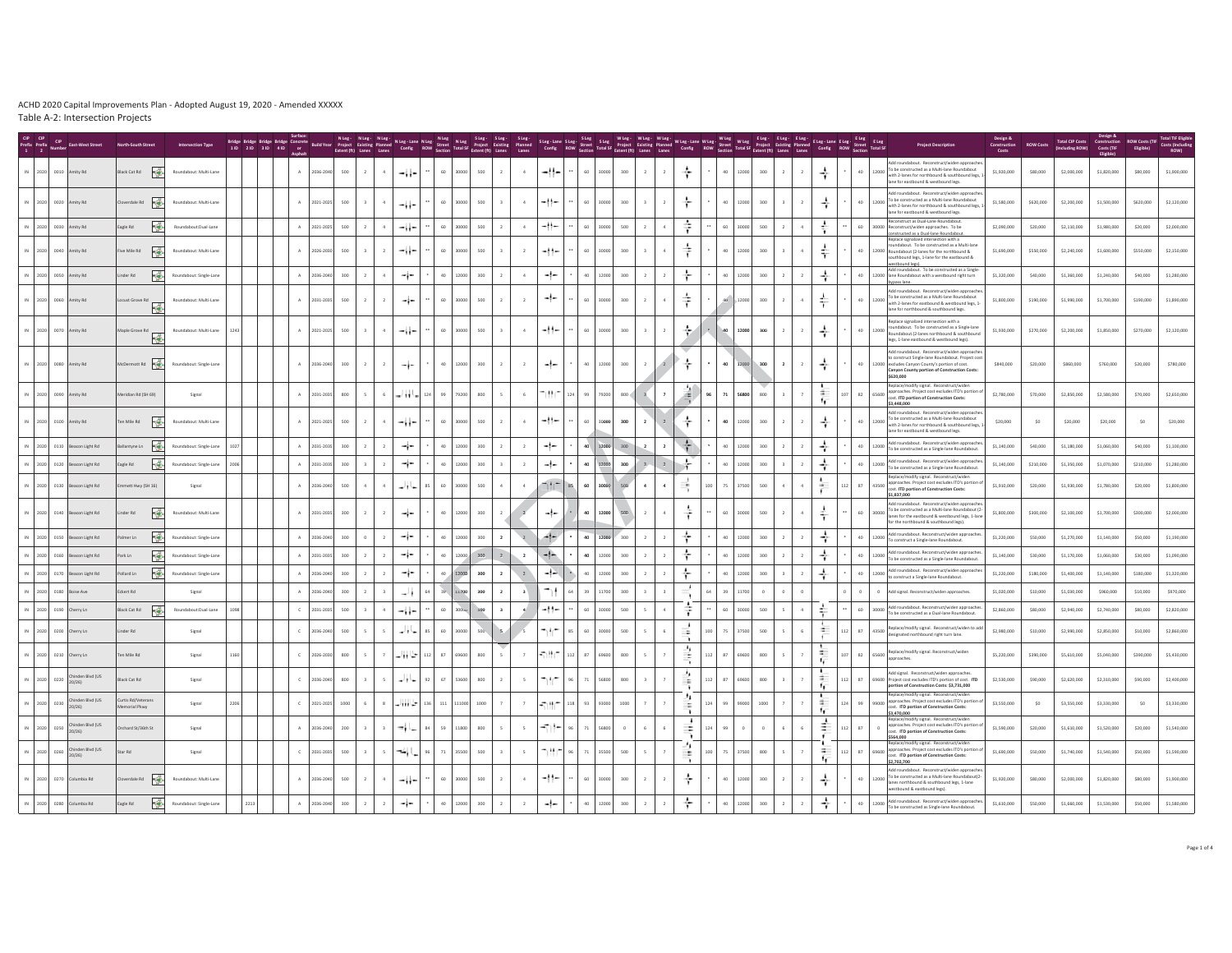ACHD 2020 Capital Improvements Plan - Adopted August 19, 2020 - Amended XXXXX

Table A-2: Intersection Projects

| CIP Prefix 1 | CIP Prefix 2 | CIP Number | East-West Street | North-South Street | Intersection Type | Bridge 1 ID | Bridge 2 ID | Bridge 3 ID | Bridge 4 ID | Surface: Concrete or Asphalt | Build Year | N Leg - Project Extent (ft) | N Leg - Existing Lanes | N Leg - Planned Lanes | N Leg - Lane Config | N Leg ROW | N Leg Street Section | N Leg Total SF | S Leg - Project Extent (ft) | S Leg - Existing Lanes | S Leg - Planned Lanes | S Leg - Lane Config | S Leg ROW | S Leg Street Section | S Leg Total SF | W Leg - Project Extent (ft) | W Leg - Existing Lanes | W Leg - Planned Lanes | W Leg - Lane Config | W Leg ROW | W Leg Street Section | W Leg Total SF | E Leg - Project Extent (ft) | E Leg - Existing Lanes | E Leg - Planned Lanes | E Leg - Lane Config | E Leg ROW | E Leg Street Section | E Leg Total SF | Project Description | Design & Construction Costs | ROW Costs | Total CIP Costs (including ROW) | Design & Construction Costs (TIF Eligible) | ROW Costs (TIF Eligible) | Total TIF Eligible Costs (Including ROW) |
|---|---|---|---|---|---|---|---|---|---|---|---|---|---|---|---|---|---|---|---|---|---|---|---|---|---|---|---|---|---|---|---|---|---|---|---|---|---|---|---|---|---|---|---|---|---|---|
| IN | 2020 | 0010 | Amity Rd | Black Cat Rd | Roundabout: Multi-Lane | | | | | A | 2036-2040 | 500 | 2 | 4 | | ** | 60 | 30000 | 500 | 2 | 4 | | ** | 60 | 30000 | 300 | 2 | 2 | | * | 40 | 12000 | 300 | 2 | 2 | | * | 40 | 12000 | Add roundabout. Reconstruct/widen approaches. To be constructed as a Multi-lane Roundabout with 2-lanes for northbound & southbound legs, 1-lane for eastbound & westbound legs. | $1,920,000 | $80,000 | $2,000,000 | $1,820,000 | $80,000 | $1,900,000 |
| IN | 2020 | 0020 | Amity Rd | Cloverdale Rd | Roundabout: Multi-Lane | | | | | A | 2021-2025 | 500 | 3 | 4 | | ** | 60 | 30000 | 500 | 3 | 4 | | ** | 60 | 30000 | 300 | 3 | 2 | | * | 40 | 12000 | 300 | 3 | 2 | | * | 40 | 12000 | Add roundabout. Reconstruct/widen approaches. To be constructed as a Multi-lane Roundabout with 2-lanes for northbound & southbound legs, 1-lane for eastbound & westbound legs. | $1,580,000 | $620,000 | $2,200,000 | $1,500,000 | $620,000 | $2,120,000 |
| IN | 2020 | 0030 | Amity Rd | Eagle Rd | Roundabout:Dual-Lane | | | | | A | 2021-2025 | 500 | 2 | 4 | | ** | 60 | 30000 | 500 | 2 | 4 | | ** | 60 | 30000 | 500 | 2 | 4 | | ** | 60 | 30000 | 500 | 2 | 4 | | ** | 60 | 30000 | Reconstruct as Dual-Lane Roundabout. Reconstruct/widen approaches. To be constructed as a Dual-lane Roundabout. | $2,090,000 | $20,000 | $2,110,000 | $1,980,000 | $20,000 | $2,000,000 |
| IN | 2020 | 0040 | Amity Rd | Five Mile Rd | Roundabout: Multi-Lane | | | | | A | 2026-2030 | 500 | 3 | 2 | | ** | 60 | 30000 | 500 | 3 | 2 | | ** | 60 | 30000 | 300 | 3 | 4 | | * | 40 | 12000 | 300 | 3 | 4 | | * | 40 | 12000 | Replace signalized intersection with a roundabout. To be constructed as a Multi-lane Roundabout (2-lanes for the northbound & southbound legs, 1-lane for the eastbound & westbound legs). | $1,690,000 | $550,000 | $2,240,000 | $1,600,000 | $550,000 | $2,150,000 |
| IN | 2020 | 0050 | Amity Rd | Linder Rd | Roundabout: Single-Lane | | | | | A | 2036-2040 | 300 | 2 | 4 | | * | 40 | 12000 | 300 | 2 | 4 | | * | 40 | 12000 | 300 | 2 | 2 | | * | 40 | 12000 | 300 | 2 | 2 | | * | 40 | 12000 | Add roundabout. To be constructed as a Single-lane Roundabout with a westbound right turn bypass lane. | $1,320,000 | $40,000 | $1,360,000 | $1,240,000 | $40,000 | $1,280,000 |
| IN | 2020 | 0060 | Amity Rd | Locust Grove Rd | Roundabout: Multi-Lane | | | | | A | 2031-2035 | 500 | 2 | 2 | | ** | 60 | 30000 | 500 | 2 | 2 | | ** | 60 | 30000 | 300 | 2 | 4 | | * | 40 | 12000 | 300 | 2 | 4 | | * | 40 | 12000 | Add roundabout. Reconstruct/widen approaches. To be constructed as a Multi-lane Roundabout with 2-lanes for eastbound & westbound legs, 1-lane for northbound & southbound legs. | $1,800,000 | $190,000 | $1,990,000 | $1,700,000 | $190,000 | $1,890,000 |
| IN | 2020 | 0070 | Amity Rd | Maple Grove Rd | Roundabout: Multi-Lane | 1243 | | | | A | 2021-2025 | 500 | 3 | 4 | | ** | 60 | 30000 | 500 | 3 | 4 | | ** | 60 | 30000 | 300 | 3 | 2 | | * | 40 | 12000 | 300 | 2 | 2 | | * | 40 | 12000 | Replace signalized intersection with a roundabout. To be constructed as a Single-lane Roundabout (2-lanes northbound & southbound legs, 1-lane eastbound & westbound legs). | $1,930,000 | $270,000 | $2,200,000 | $1,850,000 | $270,000 | $2,120,000 |
| IN | 2020 | 0080 | Amity Rd | McDermott Rd | Roundabout: Single-Lane | | | | | A | 2036-2040 | 300 | 2 | 2 | | * | 40 | 12000 | 300 | 2 | 2 | | * | 40 | 12000 | 300 | 2 | 2 | | * | 40 | 12000 | 300 | 2 | 2 | | * | 40 | 12000 | Add roundabout. Reconstruct/widen approaches to construct Single-lane Roundabout. Project cost excludes Canyon County's portion of cost. **Canyon County portion of Construction Costs: $620,000** | $840,000 | $20,000 | $860,000 | $760,000 | $20,000 | $780,000 |
| IN | 2020 | 0090 | Amity Rd | Meridian Rd (SH 69) | Signal | | | | | A | 2031-2035 | 800 | 5 | 6 | | 124 | 99 | 79200 | 800 | 5 | 6 | | 124 | 99 | 79200 | 800 | 3 | 7 | | 96 | 71 | 56800 | 800 | 3 | 7 | | 107 | 82 | 65600 | Replace/modify signal. Reconstruct/widen approaches. Project cost excludes ITD's portion of cost. **ITD portion of Construction Costs: $3,448,000** | $2,780,000 | $70,000 | $2,850,000 | $2,580,000 | $70,000 | $2,650,000 |
| IN | 2020 | 0100 | Amity Rd | Ten Mile Rd | Roundabout: Multi-Lane | | | | | A | 2021-2025 | 500 | 2 | 4 | | ** | 60 | 30000 | 500 | 2 | 4 | | ** | 60 | 30000 | 300 | 2 | 2 | | * | 40 | 12000 | 300 | 2 | 2 | | * | 40 | 12000 | Add roundabout. Reconstruct/widen approaches. To be constructed as a Multi-lane Roundabout with 2-lanes for northbound & southbound legs, 1-lane for eastbound & westbound legs. | $20,000 | $0 | $20,000 | $20,000 | $0 | $20,000 |
| IN | 2020 | 0110 | Beacon Light Rd | Ballantyne Ln | Roundabout: Single-Lane | 1027 | | | | A | 2031-2035 | 300 | 2 | 2 | | * | 40 | 12000 | 300 | 2 | 2 | | * | 40 | 12000 | 300 | 2 | 2 | | * | 40 | 12000 | 300 | 2 | 2 | | * | 40 | 12000 | Add roundabout. To be constructed as a Single-lane Roundabout. | $1,140,000 | $40,000 | $1,180,000 | $1,060,000 | $40,000 | $1,100,000 |
| IN | 2020 | 0120 | Beacon Light Rd | Eagle Rd | Roundabout: Single-Lane | 2006 | | | | A | 2031-2035 | 300 | 3 | 2 | | * | 40 | 12000 | 300 | 3 | 2 | | * | 40 | 12000 | 300 | 3 | 2 | | * | 40 | 12000 | 300 | 3 | 2 | | * | 40 | 12000 | Add roundabout. Reconstruct/widen approaches. To be constructed as a Single-lane Roundabout. | $1,140,000 | $210,000 | $1,350,000 | $1,070,000 | $210,000 | $1,280,000 |
| IN | 2020 | 0130 | Beacon Light Rd | Emmett Hwy (SH 16) | Signal | | | | | A | 2036-2040 | 500 | 4 | 4 | | 85 | 60 | 30000 | 500 | 4 | 4 | | 85 | 60 | 30000 | 500 | 4 | 4 | | 100 | 75 | 37500 | 500 | 4 | 4 | | 112 | 87 | 43500 | Replace/modify signal. Reconstruct/widen approaches. Project cost excludes ITD's portion of cost. **ITD portion of Construction Costs: $1,837,000** | $1,910,000 | $20,000 | $1,930,000 | $1,780,000 | $20,000 | $1,800,000 |
| IN | 2020 | 0140 | Beacon Light Rd | Linder Rd | Roundabout: Multi-Lane | | | | | A | 2031-2035 | 300 | 2 | 2 | | * | 40 | 12000 | 300 | 2 | 2 | | * | 40 | 12000 | 500 | 2 | 4 | | ** | 60 | 30000 | 500 | 2 | 4 | | ** | 60 | 30000 | Add roundabout. Reconstruct/widen approaches. To be constructed as a Multi-lane Roundabout (2-lanes for the eastbound & westbound legs, 1-lane for the northbound & southbound legs). | $1,800,000 | $300,000 | $2,100,000 | $1,700,000 | $300,000 | $2,000,000 |
| IN | 2020 | 0150 | Beacon Light Rd | Palmer Ln | Roundabout: Single-Lane | | | | | A | 2036-2040 | 300 | 0 | 2 | | * | 40 | 12000 | 300 | 2 | 2 | | * | 40 | 12000 | 300 | 2 | 2 | | * | 40 | 12000 | 300 | 2 | 2 | | * | 40 | 12000 | Add roundabout. To construct a Single-lane Roundabout. | $1,220,000 | $50,000 | $1,270,000 | $1,140,000 | $50,000 | $1,190,000 |
| IN | 2020 | 0160 | Beacon Light Rd | Park Ln | Roundabout: Single-Lane | | | | | A | 2031-2035 | 300 | 2 | 2 | | * | 40 | 12000 | 300 | 2 | 2 | | * | 40 | 12000 | 300 | 2 | 2 | | * | 40 | 12000 | 300 | 2 | 2 | | * | 40 | 12000 | Add roundabout. Reconstruct/widen approaches. To be constructed as a Single-lane Roundabout. | $1,140,000 | $30,000 | $1,170,000 | $1,060,000 | $30,000 | $1,090,000 |
| IN | 2020 | 0170 | Beacon Light Rd | Pollard Ln | Roundabout: Single-Lane | | | | | A | 2036-2040 | 300 | 2 | 2 | | * | 40 | 12000 | 300 | 2 | 2 | | * | 40 | 12000 | 300 | 2 | 2 | | * | 40 | 12000 | 300 | 3 | 2 | | * | 40 | 12000 | Add roundabout. Reconstruct/widen approaches to construct a Single-lane Roundabout. | $1,220,000 | $180,000 | $1,400,000 | $1,140,000 | $180,000 | $1,320,000 |
| IN | 2020 | 0180 | Boise Ave | Eckert Rd | Signal | | | | | A | 2036-2040 | 300 | 2 | 3 | | 64 | 39 | 11700 | 300 | 2 | 3 | | 64 | 39 | 11700 | 300 | 3 | 3 | | 64 | 39 | 11700 | 0 | 0 | 0 | | 0 | 0 | 0 | Add signal. Reconstruct/widen approaches. | $1,020,000 | $10,000 | $1,030,000 | $960,000 | $10,000 | $970,000 |
| IN | 2020 | 0190 | Cherry Ln | Black Cat Rd | Roundabout:Dual-Lane | 1098 | | | | C | 2031-2035 | 500 | 3 | 4 | | ** | 60 | 30000 | 500 | 3 | 4 | | ** | 60 | 30000 | 500 | 5 | 4 | | ** | 60 | 30000 | 500 | 5 | 4 | | ** | 60 | 30000 | Add roundabout. Reconstruct/widen approaches. To be constructed as a Dual-lane Roundabout. | $2,860,000 | $80,000 | $2,940,000 | $2,740,000 | $80,000 | $2,820,000 |
| IN | 2020 | 0200 | Cherry Ln | Linder Rd | Signal | | | | | C | 2036-2040 | 500 | 5 | 5 | | 85 | 60 | 30000 | 500 | 5 | 5 | | 85 | 60 | 30000 | 500 | 5 | 6 | | 100 | 75 | 37500 | 500 | 5 | 6 | | 112 | 87 | 43500 | Replace/modify signal. Reconstruct/widen to add designated northbound right turn lane. | $2,980,000 | $10,000 | $2,990,000 | $2,850,000 | $10,000 | $2,860,000 |
| IN | 2020 | 0210 | Cherry Ln | Ten Mile Rd | Signal | 1160 | | | | C | 2026-2030 | 800 | 5 | 7 | | 112 | 87 | 69600 | 800 | 5 | 7 | | 112 | 87 | 69600 | 800 | 5 | 7 | | 112 | 87 | 69600 | 800 | 5 | 7 | | 107 | 82 | 65600 | Replace/modify signal. Reconstruct/widen approaches. | $5,220,000 | $390,000 | $5,610,000 | $5,040,000 | $390,000 | $5,430,000 |
| IN | 2020 | 0220 | Chinden Blvd (US 20/26) | Black Cat Rd | Signal | | | | | C | 2036-2040 | 800 | 3 | 5 | | 92 | 67 | 53600 | 800 | 2 | 5 | | 96 | 71 | 56800 | 800 | 3 | 7 | | 112 | 87 | 69600 | 800 | 3 | 7 | | 112 | 87 | 69600 | Add signal. Reconstruct/widen approaches. Project cost excludes ITD's portion of cost. **ITD portion of Construction Costs: $3,731,000** | $2,530,000 | $90,000 | $2,620,000 | $2,310,000 | $90,000 | $2,400,000 |
| IN | 2020 | 0230 | Chinden Blvd (US 20/26) | Curtis Rd/Veterans Memorial Pkwy | Signal | 2206 | | | | C | 2021-2025 | 1000 | 6 | 8 | | 136 | 111 | 111000 | 1000 | 7 | 7 | | 118 | 93 | 93000 | 1000 | 7 | 7 | | 124 | 99 | 99000 | 1000 | 7 | 7 | | 124 | 99 | 99000 | Replace/modify signal. Reconstruct/widen approaches. Project cost excludes ITD's portion of cost. **ITD portion of Construction Costs: $4,470,000** | $3,550,000 | $0 | $3,550,000 | $3,330,000 | $0 | $3,330,000 |
| IN | 2020 | 0240 | Chinden Blvd (US 20/26) | Orchard St/36th St | Signal | | | | | A | 2036-2040 | 200 | 3 | 3 | | 84 | 59 | 11800 | 800 | 5 | 5 | | 96 | 71 | 56800 | 0 | 6 | 6 | | 124 | 99 | 0 | 0 | 6 | 6 | | 112 | 87 | 0 | Replace/modify signal. Reconstruct/widen approaches. Project cost excludes ITD's portion of cost. **ITD portion of Construction Costs: $564,000** | $1,590,000 | $20,000 | $1,610,000 | $1,520,000 | $20,000 | $1,540,000 |
| IN | 2020 | 0260 | Chinden Blvd (US 20/26) | Star Rd | Signal | | | | | C | 2031-2035 | 500 | 3 | 5 | | 96 | 71 | 35500 | 500 | 3 | 5 | | 96 | 71 | 35500 | 500 | 5 | 7 | | 100 | 75 | 37500 | 800 | 5 | 7 | | 112 | 87 | 69600 | Replace/modify signal. Reconstruct/widen approaches. Project cost excludes ITD's portion of cost. **ITD portion of Construction Costs: $2,702,700** | $1,690,000 | $50,000 | $1,740,000 | $1,540,000 | $50,000 | $1,590,000 |
| IN | 2020 | 0270 | Columbia Rd | Cloverdale Rd | Roundabout: Multi-Lane | | | | | A | 2036-2040 | 500 | 2 | 4 | | ** | 60 | 30000 | 500 | 2 | 4 | | ** | 60 | 30000 | 300 | 2 | 2 | | * | 40 | 12000 | 300 | 2 | 2 | | * | 40 | 12000 | Add roundabout. Reconstruct/widen approaches. To be constructed as a Multi-lane Roundabout(2-lanes northbound & southbound legs, 1-lane westbound & eastbound legs). | $1,920,000 | $80,000 | $2,000,000 | $1,820,000 | $80,000 | $1,900,000 |
| IN | 2020 | 0280 | Columbia Rd | Eagle Rd | Roundabout: Single-Lane | | 2213 | | | A | 2036-2040 | 300 | 2 | 2 | | * | 40 | 12000 | 300 | 2 | 2 | | * | 40 | 12000 | 300 | 2 | 2 | | * | 40 | 12000 | 300 | 2 | 2 | | * | 40 | 12000 | Add roundabout. Reconstruct/widen approaches. To be constructed as Single-lane Roundabout. | $1,610,000 | $50,000 | $1,660,000 | $1,530,000 | $50,000 | $1,580,000 |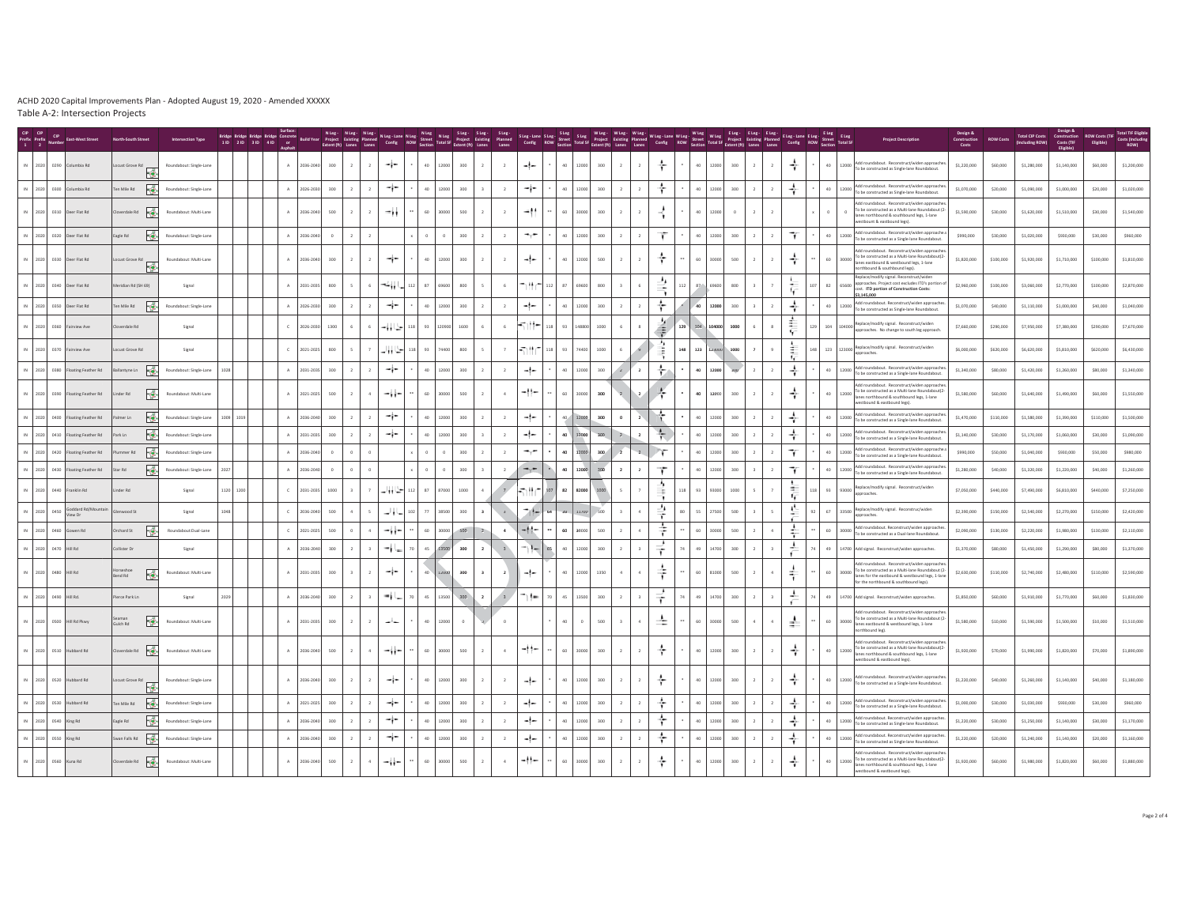ACHD 2020 Capital Improvements Plan - Adopted August 19, 2020 - Amended XXXXX

Table A-2: Intersection Projects

| CIP Prefix 1 | CIP Prefix 2 | CIP Number | East-West Street | North-South Street | Intersection Type | Bridge 1 ID | Bridge 2 ID | Bridge 3 ID | Bridge 4 ID | Surface: Concrete or Asphalt | Build Year | N Leg - Project Extent (ft) | N Leg - Existing Lanes | N Leg - Planned Lanes | N Leg - Lane Config | N Leg ROW | N Leg Street Section | N Leg Total SF | S Leg - Project Extent (ft) | S Leg - Existing Lanes | S Leg - Planned Lanes | S Leg - Lane Config | S Leg ROW | S Leg Street Section | S Leg Total SF | W Leg - Project Extent (ft) | W Leg - Existing Lanes | W Leg - Planned Lanes | W Leg - Lane Config | W Leg ROW | W Leg Street Section | W Leg Total SF | E Leg - Project Extent (ft) | E Leg - Existing Lanes | E Leg - Planned Lanes | E Leg - Lane Config | E Leg ROW | E Leg Street Section | E Leg Total SF | Project Description | Design & Construction Costs | ROW Costs | Total CIP Costs (including ROW) | Design & Construction Costs (TIF Eligible) | ROW Costs (TIF Eligible) | Total TIF Eligible Costs (Including ROW) |
|---|---|---|---|---|---|---|---|---|---|---|---|---|---|---|---|---|---|---|---|---|---|---|---|---|---|---|---|---|---|---|---|---|---|---|---|---|---|---|---|---|---|---|---|---|---|---|
| IN | 2020 | 0290 | Columbia Rd | Locust Grove Rd | Roundabout: Single-Lane | | | | | A | 2036-2040 | 300 | 2 | 2 | | * | 40 | 12000 | 300 | 2 | 2 | | * | 40 | 12000 | 300 | 2 | 2 | | * | 40 | 12000 | 300 | 2 | 2 | | * | 40 | 12000 | Add roundabout. Reconstruct/widen approaches. To be constructed as Single-lane Roundabout. | $1,220,000 | $60,000 | $1,280,000 | $1,140,000 | $60,000 | $1,200,000 |
| IN | 2020 | 0300 | Columbia Rd | Ten Mile Rd | Roundabout: Single-Lane | | | | | A | 2026-2030 | 300 | 2 | 2 | | * | 40 | 12000 | 300 | 3 | 2 | | * | 40 | 12000 | 300 | 2 | 2 | | * | 40 | 12000 | 300 | 2 | 2 | | * | 40 | 12000 | Add roundabout. Reconstruct/widen approaches. To be constructed as Single-lane Roundabout. | $1,070,000 | $20,000 | $1,090,000 | $1,000,000 | $20,000 | $1,020,000 |
| IN | 2020 | 0310 | Deer Flat Rd | Cloverdale Rd | Roundabout: Multi-Lane | | | | | A | 2036-2040 | 500 | 2 | 2 | | ** | 60 | 30000 | 500 | 2 | 2 | | ** | 60 | 30000 | 300 | 2 | 2 | | * | 40 | 12000 | 0 | 2 | 2 | | x | 0 | 0 | Add roundabout. Reconstruct/widen approaches. To be constructed as a Multi-lane Roundabout (2-lanes northbound & southbound legs, 1-lane westbound & eastbound legs). | $1,590,000 | $30,000 | $1,620,000 | $1,510,000 | $30,000 | $1,540,000 |
| IN | 2020 | 0320 | Deer Flat Rd | Eagle Rd | Roundabout: Single-Lane | | | | | A | 2036-2040 | 0 | 2 | 2 | | x | 0 | 0 | 300 | 2 | 2 | | * | 40 | 12000 | 300 | 2 | 2 | | * | 40 | 12000 | 300 | 2 | 2 | | * | 40 | 12000 | Add roundabout. Reconstruct/widen approaches. To be constructed as a Single-lane Roundabout. | $990,000 | $30,000 | $1,020,000 | $930,000 | $30,000 | $960,000 |
| IN | 2020 | 0330 | Deer Flat Rd | Locust Grove Rd | Roundabout: Multi-Lane | | | | | A | 2036-2040 | 300 | 2 | 2 | | * | 40 | 12000 | 300 | 2 | 2 | | * | 40 | 12000 | 500 | 2 | 2 | | ** | 60 | 30000 | 500 | 2 | 2 | | ** | 60 | 30000 | Add roundabout. Reconstruct/widen approaches. To be constructed as a Multi-lane Roundabout (2-lanes eastbound & westbound legs, 1-lane northbound & southbound legs). | $1,820,000 | $100,000 | $1,920,000 | $1,710,000 | $100,000 | $1,810,000 |
| IN | 2020 | 0340 | Deer Flat Rd | Meridian Rd (SH 69) | Signal | | | | | A | 2031-2035 | 800 | 5 | 6 | | 112 | 87 | 69600 | 800 | 5 | 6 | | 112 | 87 | 69600 | 800 | 3 | 7 | | 112 | 87 | 69600 | 800 | 3 | 7 | | 107 | 82 | 65600 | Replace/modify signal. Reconstruct/widen approaches. Project cost excludes ITD's portion of cost. **ITD portion of Construction Costs: $3,145,000** | $2,960,000 | $100,000 | $3,060,000 | $2,770,000 | $100,000 | $2,870,000 |
| IN | 2020 | 0350 | Deer Flat Rd | Ten Mile Rd | Roundabout: Single-Lane | | | | | A | 2026-2030 | 300 | 2 | 2 | | * | 40 | 12000 | 300 | 2 | 2 | | * | 40 | 12000 | 300 | 2 | 2 | | * | 40 | 12000 | 300 | 3 | 2 | | * | 40 | 12000 | Add roundabout. Reconstruct/widen approaches. To be constructed as a Single-lane Roundabout. | $1,070,000 | $40,000 | $1,110,000 | $1,000,000 | $40,000 | $1,040,000 |
| IN | 2020 | 0360 | Fairview Ave | Cloverdale Rd | Signal | | | | | C | 2026-2030 | 1300 | 6 | 6 | | 118 | 93 | 120900 | 1600 | 6 | 6 | | 118 | 93 | 148800 | 1000 | 6 | 8 | | 129 | 104 | 104000 | 1000 | 6 | 8 | | 129 | 104 | 104000 | Replace/modify signal. Reconstruct/widen approaches. No change to south leg approach. | $7,660,000 | $290,000 | $7,950,000 | $7,380,000 | $290,000 | $7,670,000 |
| IN | 2020 | 0370 | Fairview Ave | Locust Grove Rd | Signal | | | | | C | 2021-2025 | 800 | 5 | 7 | | 118 | 93 | 74400 | 800 | 5 | 7 | | 118 | 93 | 74400 | 1000 | 6 | 9 | | 148 | 123 | 123000 | 1000 | 7 | 9 | | 148 | 123 | 123000 | Replace/modify signal. Reconstruct/widen approaches. | $6,000,000 | $620,000 | $6,620,000 | $5,810,000 | $620,000 | $6,430,000 |
| IN | 2020 | 0380 | Floating Feather Rd | Ballantyne Ln | Roundabout: Single-Lane | 1028 | | | | A | 2031-2035 | 300 | 2 | 2 | | * | 40 | 12000 | 300 | 2 | 2 | | * | 40 | 12000 | 300 | 2 | 2 | | * | 40 | 12000 | 300 | 2 | 2 | | * | 40 | 12000 | Add roundabout. Reconstruct/widen approaches. To be constructed as a Single-lane Roundabout. | $1,340,000 | $80,000 | $1,420,000 | $1,260,000 | $80,000 | $1,340,000 |
| IN | 2020 | 0390 | Floating Feather Rd | Linder Rd | Roundabout: Multi-Lane | | | | | A | 2021-2025 | 500 | 2 | 4 | | ** | 60 | 30000 | 500 | 2 | 4 | | ** | 60 | 30000 | 300 | 2 | 2 | | * | 40 | 12000 | 300 | 2 | 2 | | * | 40 | 12000 | Add roundabout. Reconstruct/widen approaches. To be constructed as a Multi-lane Roundabout (2-lanes northbound & southbound legs, 1-lane westbound & eastbound legs). | $1,580,000 | $60,000 | $1,640,000 | $1,490,000 | $60,000 | $1,550,000 |
| IN | 2020 | 0400 | Floating Feather Rd | Palmer Ln | Roundabout: Single-Lane | 1009 | 1019 | | | A | 2036-2040 | 300 | 2 | 2 | | * | 40 | 12000 | 300 | 2 | 2 | | * | 40 | 12000 | 300 | 0 | 2 | | * | 40 | 12000 | 300 | 2 | 2 | | * | 40 | 12000 | Add roundabout. Reconstruct/widen approaches. To be constructed as a Single-lane Roundabout. | $1,470,000 | $110,000 | $1,580,000 | $1,390,000 | $110,000 | $1,500,000 |
| IN | 2020 | 0410 | Floating Feather Rd | Park Ln | Roundabout: Single-Lane | | | | | A | 2031-2035 | 300 | 2 | 2 | | * | 40 | 12000 | 300 | 3 | 2 | | * | 40 | 12000 | 300 | 2 | 2 | | * | 40 | 12000 | 300 | 2 | 2 | | * | 40 | 12000 | Add roundabout. Reconstruct/widen approaches. To be constructed as a Single-lane Roundabout. | $1,140,000 | $30,000 | $1,170,000 | $1,060,000 | $30,000 | $1,090,000 |
| IN | 2020 | 0420 | Floating Feather Rd | Plummer Rd | Roundabout: Single-Lane | | | | | A | 2036-2040 | 0 | 0 | 0 | | x | 0 | 0 | 300 | 2 | 2 | | * | 40 | 12000 | 300 | 2 | 2 | | * | 40 | 12000 | 300 | 2 | 2 | | * | 40 | 12000 | Add roundabout. Reconstruct/widen approaches. To be constructed as a Single-lane Roundabout. | $990,000 | $50,000 | $1,040,000 | $930,000 | $50,000 | $980,000 |
| IN | 2020 | 0430 | Floating Feather Rd | Star Rd | Roundabout: Single-Lane | 2027 | | | | A | 2036-2040 | 0 | 0 | 0 | | x | 0 | 0 | 300 | 3 | 2 | | * | 40 | 12000 | 300 | 2 | 2 | | * | 40 | 12000 | 300 | 3 | 2 | | * | 40 | 12000 | Add roundabout. Reconstruct/widen approaches. To be constructed as a Single-lane Roundabout. | $1,280,000 | $40,000 | $1,320,000 | $1,220,000 | $40,000 | $1,260,000 |
| IN | 2020 | 0440 | Franklin Rd | Linder Rd | Signal | 1329 | 1200 | | | C | 2031-2035 | 1000 | 3 | 7 | | 112 | 87 | 87000 | 1000 | 4 | 7 | | 107 | 82 | 82000 | 1000 | 5 | 7 | | 118 | 93 | 93000 | 1000 | 5 | 7 | | 118 | 93 | 93000 | Replace/modify signal. Reconstruct/widen approaches. | $7,050,000 | $440,000 | $7,490,000 | $6,810,000 | $440,000 | $7,250,000 |
| IN | 2020 | 0450 | Goddard Rd/Mountain View Dr | Glenwood St | Signal | 1048 | | | | C | 2036-2040 | 500 | 4 | 5 | | 102 | 77 | 38500 | 300 | 3 | 4 | | 64 | 39 | 11700 | 500 | 3 | 4 | | 80 | 55 | 27500 | 500 | 3 | 5 | | 92 | 67 | 33500 | Replace/modify signal. Reconstruct/widen approaches. | $2,390,000 | $150,000 | $2,540,000 | $2,270,000 | $150,000 | $2,420,000 |
| IN | 2020 | 0460 | Gowen Rd | Orchard St | Roundabout:Dual-Lane | | | | | C | 2021-2025 | 500 | 0 | 4 | | ** | 60 | 30000 | 500 | 2 | 4 | | ** | 60 | 30000 | 500 | 2 | 4 | | ** | 60 | 30000 | 500 | 2 | 4 | | ** | 60 | 30000 | Add roundabout. Reconstruct/widen approaches. To be constructed as a Dual-lane Roundabout. | $2,090,000 | $130,000 | $2,220,000 | $1,980,000 | $130,000 | $2,110,000 |
| IN | 2020 | 0470 | Hill Rd | Collister Dr | Signal | | | | | A | 2036-2040 | 300 | 2 | 3 | | 70 | 45 | 13500 | 300 | 2 | 3 | | 65 | 40 | 12000 | 300 | 2 | 3 | | 74 | 49 | 14700 | 300 | 2 | 3 | | 74 | 49 | 14700 | Add signal. Reconstruct/widen approaches. | $1,370,000 | $80,000 | $1,450,000 | $1,290,000 | $80,000 | $1,370,000 |
| IN | 2020 | 0480 | Hill Rd | Horseshoe Bend Rd | Roundabout: Multi-Lane | | | | | A | 2031-2035 | 300 | 3 | 2 | | * | 40 | 12000 | 300 | 3 | 2 | | * | 40 | 12000 | 1350 | 4 | 4 | | ** | 60 | 81000 | 500 | 2 | 4 | | ** | 60 | 30000 | Add roundabout. Reconstruct/widen approaches. To be constructed as a Multi-lane Roundabout (2-lanes for the eastbound & westbound legs, 1-lane for the northbound & southbound legs). | $2,630,000 | $110,000 | $2,740,000 | $2,480,000 | $110,000 | $2,590,000 |
| IN | 2020 | 0490 | Hill Rd | Pierce Park Ln | Signal | 2029 | | | | A | 2036-2040 | 300 | 2 | 3 | | 70 | 45 | 13500 | 300 | 2 | 3 | | 70 | 45 | 13500 | 300 | 2 | 3 | | 74 | 49 | 14700 | 300 | 2 | 3 | | 74 | 49 | 14700 | Add signal. Reconstruct/widen approaches. | $1,850,000 | $60,000 | $1,910,000 | $1,770,000 | $60,000 | $1,830,000 |
| IN | 2020 | 0500 | Hill Rd Pkwy | Seaman Gulch Rd | Roundabout: Multi-Lane | | | | | A | 2031-2035 | 300 | 2 | 2 | | * | 40 | 12000 | 0 | 2 | 0 | | * | 40 | 0 | 500 | 3 | 4 | | ** | 60 | 30000 | 500 | 4 | 4 | | ** | 60 | 30000 | Add roundabout. Reconstruct/widen approaches. To be constructed as a Multi-lane Roundabout (2-lanes eastbound & westbound legs, 1-lane northbound leg). | $1,580,000 | $10,000 | $1,590,000 | $1,500,000 | $10,000 | $1,510,000 |
| IN | 2020 | 0510 | Hubbard Rd | Cloverdale Rd | Roundabout: Multi-Lane | | | | | A | 2036-2040 | 500 | 2 | 4 | | ** | 60 | 30000 | 500 | 2 | 4 | | ** | 60 | 30000 | 300 | 2 | 2 | | * | 40 | 12000 | 300 | 2 | 2 | | * | 40 | 12000 | Add roundabout. Reconstruct/widen approaches. To be constructed as a Multi-lane Roundabout (2-lanes northbound & southbound legs, 1-lane westbound & eastbound legs). | $1,920,000 | $70,000 | $1,990,000 | $1,820,000 | $70,000 | $1,890,000 |
| IN | 2020 | 0520 | Hubbard Rd | Locust Grove Rd | Roundabout: Single-Lane | | | | | A | 2036-2040 | 300 | 2 | 2 | | * | 40 | 12000 | 300 | 2 | 2 | | * | 40 | 12000 | 300 | 2 | 2 | | * | 40 | 12000 | 300 | 2 | 2 | | * | 40 | 12000 | Add roundabout. Reconstruct/widen approaches. To be constructed as a Single-lane Roundabout. | $1,220,000 | $40,000 | $1,260,000 | $1,140,000 | $40,000 | $1,180,000 |
| IN | 2020 | 0530 | Hubbard Rd | Ten Mile Rd | Roundabout: Single-Lane | | | | | A | 2021-2025 | 300 | 2 | 2 | | * | 40 | 12000 | 300 | 2 | 2 | | * | 40 | 12000 | 300 | 2 | 2 | | * | 40 | 12000 | 300 | 2 | 2 | | * | 40 | 12000 | Add roundabout. Reconstruct/widen approaches. To be constructed as a Single-lane Roundabout. | $1,000,000 | $30,000 | $1,030,000 | $930,000 | $30,000 | $960,000 |
| IN | 2020 | 0540 | King Rd | Eagle Rd | Roundabout: Single-Lane | | | | | A | 2036-2040 | 300 | 2 | 2 | | * | 40 | 12000 | 300 | 2 | 2 | | * | 40 | 12000 | 300 | 2 | 2 | | * | 40 | 12000 | 300 | 2 | 2 | | * | 40 | 12000 | Add roundabout. Reconstruct/widen approaches. To be constructed as a Single-lane Roundabout. | $1,220,000 | $30,000 | $1,250,000 | $1,140,000 | $30,000 | $1,170,000 |
| IN | 2020 | 0550 | King Rd | Swan Falls Rd | Roundabout: Single-Lane | | | | | A | 2036-2040 | 300 | 2 | 2 | | * | 40 | 12000 | 300 | 2 | 2 | | * | 40 | 12000 | 300 | 2 | 2 | | * | 40 | 12000 | 300 | 2 | 2 | | * | 40 | 12000 | Add roundabout. Reconstruct/widen approaches. To be constructed as Single-lane Roundabout. | $1,220,000 | $20,000 | $1,240,000 | $1,140,000 | $20,000 | $1,160,000 |
| IN | 2020 | 0560 | Kuna Rd | Cloverdale Rd | Roundabout: Multi-Lane | | | | | A | 2036-2040 | 500 | 2 | 4 | | ** | 60 | 30000 | 500 | 2 | 4 | | ** | 60 | 30000 | 300 | 2 | 2 | | * | 40 | 12000 | 300 | 2 | 2 | | * | 40 | 12000 | Add roundabout. Reconstruct/widen approaches. To be constructed as a Multi-lane Roundabout (2-lanes northbound & southbound legs, 1-lane westbound & eastbound legs). | $1,920,000 | $60,000 | $1,980,000 | $1,820,000 | $60,000 | $1,880,000 |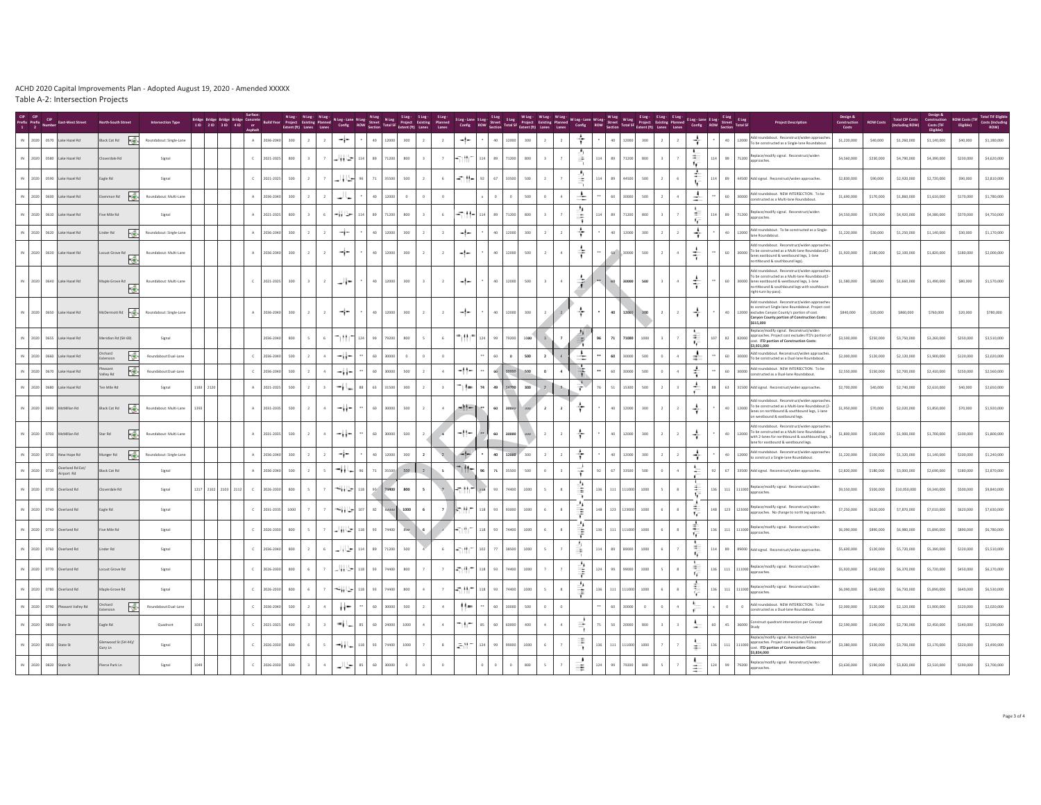ACHD 2020 Capital Improvements Plan - Adopted August 19, 2020 - Amended XXXXX

Table A-2: Intersection Projects

| CIP Prefix 1 | CIP Prefix 2 | CIP Number | East-West Street | North-South Street | Intersection Type | Bridge 1 ID | Bridge 2 ID | Bridge 3 ID | Bridge 4 ID | Surface: Concrete or Asphalt | Build Year | N Leg - Project Extent (ft) | N Leg - Existing Lanes | N Leg - Planned Lanes | N Leg - Lane Config | N Leg ROW | N Leg Street Section | N Leg Total SF | S Leg - Project Extent (ft) | S Leg - Existing Lanes | S Leg - Planned Lanes | S Leg - Lane Config | S Leg ROW | S Leg Street Section | S Leg Total SF | W Leg - Project Extent (ft) | W Leg - Existing Lanes | W Leg - Planned Lanes | W Leg - Lane Config | W Leg ROW | W Leg Street Section | W Leg Total SF | E Leg - Project Extent (ft) | E Leg - Existing Lanes | E Leg - Planned Lanes | E Leg - Lane Config | E Leg ROW | E Leg Street Section | E Leg Total SF | Project Description | Design & Construction Costs | ROW Costs | Total CIP Costs (including ROW) | Design & Construction Costs (TIF Eligible) | ROW Costs (TIF Eligible) | Total TIF Eligible Costs (including ROW) |
|---|---|---|---|---|---|---|---|---|---|---|---|---|---|---|---|---|---|---|---|---|---|---|---|---|---|---|---|---|---|---|---|---|---|---|---|---|---|---|---|---|---|---|---|---|---|---|
| IN | 2020 | 0570 | Lake Hazel Rd | Black Cat Rd | Roundabout: Single-Lane | | | | | A | 2036-2040 | 300 | 2 | 2 | | * | 40 | 12000 | 300 | 2 | 2 | | * | 40 | 12000 | 300 | 2 | 2 | | * | 40 | 12000 | 300 | 2 | 2 | | * | 40 | 12000 | Add roundabout. Reconstruct/widen approaches. To be constructed as a Single-lane Roundabout. | $1,220,000 | $40,000 | $1,260,000 | $1,140,000 | $40,000 | $1,180,000 |
| IN | 2020 | 0580 | Lake Hazel Rd | Cloverdale Rd | Signal | | | | | C | 2021-2025 | 800 | 3 | 7 | | 114 | 89 | 71200 | 800 | 3 | 7 | | 114 | 89 | 71200 | 800 | 3 | 7 | | 114 | 89 | 71200 | 800 | 3 | 7 | | 114 | 89 | 71200 | Replace/modify signal. Reconstruct/widen approaches. | $4,560,000 | $230,000 | $4,790,000 | $4,390,000 | $230,000 | $4,620,000 |
| IN | 2020 | 0590 | Lake Hazel Rd | Eagle Rd | Signal | | | | | C | 2021-2025 | 500 | 2 | 7 | | 96 | 71 | 35500 | 500 | 2 | 6 | | 92 | 67 | 33500 | 500 | 2 | 7 | | 114 | 89 | 44500 | 500 | 2 | 6 | | 114 | 89 | 44500 | Add signal. Reconstruct/widen approaches. | $2,830,000 | $90,000 | $2,920,000 | $2,720,000 | $90,000 | $2,810,000 |
| IN | 2020 | 0600 | Lake Hazel Rd | Eisenman Rd | Roundabout: Multi-Lane | | | | | A | 2036-2040 | 300 | 2 | 2 | | * | 40 | 12000 | 0 | 0 | 0 | | x | 0 | 0 | 500 | 0 | 4 | | ** | 60 | 30000 | 500 | 2 | 4 | | ** | 60 | 30000 | Add roundabout. NEW INTERSECTION. To be constructed as a Multi-lane Roundabout. | $1,690,000 | $170,000 | $1,860,000 | $1,610,000 | $170,000 | $1,780,000 |
| IN | 2020 | 0610 | Lake Hazel Rd | Five Mile Rd | Signal | | | | | A | 2021-2025 | 800 | 3 | 6 | | 114 | 89 | 71200 | 800 | 3 | 6 | | 114 | 89 | 71200 | 800 | 3 | 7 | | 114 | 89 | 71200 | 800 | 3 | 7 | | 114 | 89 | 71200 | Replace/modify signal. Reconstruct/widen approaches. | $4,550,000 | $370,000 | $4,920,000 | $4,380,000 | $370,000 | $4,750,000 |
| IN | 2020 | 0620 | Lake Hazel Rd | Linder Rd | Roundabout: Single-Lane | | | | | A | 2036-2040 | 300 | 2 | 2 | | * | 40 | 12000 | 300 | 2 | 2 | | * | 40 | 12000 | 300 | 2 | 2 | | * | 40 | 12000 | 300 | 2 | 2 | | * | 40 | 12000 | Add roundabout. To be constructed as a Single-lane Roundabout. | $1,220,000 | $30,000 | $1,250,000 | $1,140,000 | $30,000 | $1,170,000 |
| IN | 2020 | 0630 | Lake Hazel Rd | Locust Grove Rd | Roundabout: Multi-Lane | | | | | A | 2036-2040 | 300 | 2 | 2 | | * | 40 | 12000 | 300 | 2 | 2 | | * | 40 | 12000 | 500 | 2 | 4 | | ** | 60 | 30000 | 500 | 2 | 4 | | ** | 60 | 30000 | Add roundabout. Reconstruct/widen approaches. To be constructed as a Multi-lane Roundabout(2-lanes eastbound & westbound legs, 1-lane northbound & southbound legs). | $1,920,000 | $180,000 | $2,100,000 | $1,820,000 | $180,000 | $2,000,000 |
| IN | 2020 | 0640 | Lake Hazel Rd | Maple Grove Rd | Roundabout: Multi-Lane | | | | | C | 2021-2025 | 300 | 3 | 2 | | * | 40 | 12000 | 300 | 3 | 2 | | * | 40 | 12000 | 500 | 3 | 4 | | ** | 60 | 30000 | 500 | 3 | 4 | | ** | 60 | 30000 | Add roundabout. Reconstruct/widen approaches. To be constructed as a Multi-lane Roundabout(2-lanes eastbound & westbound legs, 1-lane northbound & southbound legs with southbound right-turn by-pass). | $1,580,000 | $80,000 | $1,660,000 | $1,490,000 | $80,000 | $1,570,000 |
| IN | 2020 | 0650 | Lake Hazel Rd | McDermott Rd | Roundabout: Single-Lane | | | | | A | 2036-2040 | 300 | 2 | 2 | | * | 40 | 12000 | 300 | 2 | 2 | | * | 40 | 12000 | 300 | 2 | 2 | | * | 40 | 12000 | 300 | 2 | 2 | | * | 40 | 12000 | Add roundabout. Reconstruct/widen approaches to construct Single-lane Roundabout. Project cost excludes Canyon County's portion of cost. **Canyon County portion of Construction Costs: $615,000** | $840,000 | $20,000 | $860,000 | $760,000 | $20,000 | $780,000 |
| IN | 2020 | 0655 | Lake Hazel Rd | Meridian Rd (SH 69) | Signal | | | | | | 2036-2040 | 800 | 5 | 6 | | 124 | 99 | 79200 | 800 | 5 | 6 | | 124 | 99 | 79200 | 1000 | 3 | 7 | | 96 | 71 | 71000 | 1000 | 3 | 7 | | 107 | 82 | 82000 | Replace/modify signal. Reconstruct/widen approaches. Project cost excludes ITD's portion of cost. **ITD portion of Construction Costs: $3,921,000** | $3,500,000 | $250,000 | $3,750,000 | $3,260,000 | $250,000 | $3,510,000 |
| IN | 2020 | 0660 | Lake Hazel Rd | Orchard Extension | Roundabout:Dual-Lane | | | | | C | 2036-2040 | 500 | 2 | 4 | | ** | 60 | 30000 | 0 | 0 | 0 | | ** | 60 | 0 | 500 | 2 | 4 | | ** | 60 | 30000 | 500 | 0 | 4 | | ** | 60 | 30000 | Add roundabout. Reconstruct/widen approaches. To be constructed as a Dual-lane Roundabout. | $2,000,000 | $120,000 | $2,120,000 | $1,900,000 | $120,000 | $2,020,000 |
| IN | 2020 | 0670 | Lake Hazel Rd | Pleasant Valley Rd | Roundabout:Dual-Lane | | | | | C | 2036-2040 | 500 | 2 | 4 | | ** | 60 | 30000 | 500 | 2 | 4 | | ** | 60 | 30000 | 500 | 0 | 4 | | ** | 60 | 30000 | 500 | 0 | 4 | | ** | 60 | 30000 | Add roundabout. NEW INTERSECTION. To be constructed as a Dual-lane Roundabout. | $2,550,000 | $150,000 | $2,700,000 | $2,410,000 | $150,000 | $2,560,000 |
| IN | 2020 | 0680 | Lake Hazel Rd | Ten Mile Rd | Signal | 1183 | 2120 | | | A | 2021-2025 | 500 | 2 | 3 | | 88 | 63 | 31500 | 300 | 2 | 3 | | 74 | 49 | 14700 | 300 | 2 | 3 | | 76 | 51 | 15300 | 500 | 2 | 3 | | 88 | 63 | 31500 | Add signal. Reconstruct/widen approaches. | $2,700,000 | $40,000 | $2,740,000 | $2,610,000 | $40,000 | $2,650,000 |
| IN | 2020 | 0690 | McMillan Rd | Black Cat Rd | Roundabout: Multi-Lane | 1393 | | | | A | 2031-2035 | 500 | 2 | 4 | | ** | 60 | 30000 | 500 | 2 | 4 | | ** | 60 | 30000 | 300 | 2 | 2 | | * | 40 | 12000 | 300 | 2 | 2 | | * | 40 | 12000 | Add roundabout. Reconstruct/widen approaches. To be constructed as a Multi-lane Roundabout (2-lanes on northbound & southbound legs, 1-lane on westbound & eastbound legs. | $1,950,000 | $70,000 | $2,020,000 | $1,850,000 | $70,000 | $1,920,000 |
| IN | 2020 | 0700 | McMillan Rd | Star Rd | Roundabout: Multi-Lane | | | | | A | 2031-2035 | 500 | 2 | 4 | | ** | 60 | 30000 | 500 | 2 | 4 | | ** | 60 | 30000 | 300 | 2 | 2 | | * | 40 | 12000 | 300 | 2 | 2 | | * | 40 | 12000 | Add roundabout. Reconstruct/widen approaches. To be constructed as a Multi-lane Roundabout with 2-lanes for northbound & southbound legs, 1-lane for eastbound & westbound legs. | $1,800,000 | $100,000 | $1,900,000 | $1,700,000 | $100,000 | $1,800,000 |
| IN | 2020 | 0710 | New Hope Rd | Munger Rd | Roundabout: Single-Lane | | | | | A | 2036-2040 | 300 | 2 | 2 | | * | 40 | 12000 | 300 | 2 | 2 | | * | 40 | 12000 | 300 | 2 | 2 | | * | 40 | 12000 | 300 | 2 | 2 | | * | 40 | 12000 | Add roundabout. Reconstruct/widen approaches to construct a Single-lane Roundabout. | $1,220,000 | $100,000 | $1,320,000 | $1,140,000 | $100,000 | $1,240,000 |
| IN | 2020 | 0720 | Overland Rd Ext/ Airport Rd | Black Cat Rd | Signal | | | | | A | 2036-2040 | 500 | 2 | 5 | | 96 | 71 | 35500 | 500 | 2 | 5 | | 96 | 71 | 35500 | 500 | 0 | 3 | | 92 | 67 | 33500 | 500 | 0 | 4 | | 92 | 67 | 33500 | Add signal. Reconstruct/widen approaches. | $2,820,000 | $180,000 | $3,000,000 | $2,690,000 | $180,000 | $2,870,000 |
| IN | 2020 | 0730 | Overland Rd | Cloverdale Rd | Signal | 1217 | 2102 | 2103 | 2112 | C | 2026-2030 | 800 | 5 | 7 | | 118 | 93 | 74400 | 800 | 5 | 7 | | 118 | 93 | 74400 | 1000 | 5 | 8 | | 136 | 111 | 111000 | 1000 | 5 | 8 | | 136 | 111 | 111000 | Replace/modify signal. Reconstruct/widen approaches. | $9,550,000 | $500,000 | $10,050,000 | $9,340,000 | $500,000 | $9,840,000 |
| IN | 2020 | 0740 | Overland Rd | Eagle Rd | Signal | | | | | C | 2031-2035 | 1000 | 7 | 7 | | 107 | 82 | 82000 | 1000 | 6 | 7 | | 118 | 93 | 93000 | 1000 | 6 | 8 | | 148 | 123 | 123000 | 1000 | 6 | 8 | | 148 | 123 | 123000 | Replace/modify signal. Reconstruct/widen approaches. No change to north leg approach. | $7,250,000 | $620,000 | $7,870,000 | $7,010,000 | $620,000 | $7,630,000 |
| IN | 2020 | 0750 | Overland Rd | Five Mile Rd | Signal | | | | | C | 2026-2030 | 800 | 5 | 7 | | 118 | 93 | 74400 | 800 | 6 | 7 | | 118 | 93 | 74400 | 1000 | 6 | 8 | | 136 | 111 | 111000 | 1000 | 6 | 8 | | 136 | 111 | 111000 | Replace/modify signal. Reconstruct/widen approaches. | $6,090,000 | $890,000 | $6,980,000 | $5,890,000 | $890,000 | $6,780,000 |
| IN | 2020 | 0760 | Overland Rd | Linder Rd | Signal | | | | | C | 2036-2040 | 800 | 2 | 6 | | 114 | 89 | 71200 | 500 | 4 | 6 | | 102 | 77 | 38500 | 1000 | 5 | 7 | | 114 | 89 | 89000 | 1000 | 6 | 7 | | 114 | 89 | 89000 | Add signal. Reconstruct/widen approaches. | $5,600,000 | $120,000 | $5,720,000 | $5,390,000 | $120,000 | $5,510,000 |
| IN | 2020 | 0770 | Overland Rd | Locust Grove Rd | Signal | | | | | C | 2026-2030 | 800 | 6 | 7 | | 118 | 93 | 74400 | 800 | 7 | 7 | | 118 | 93 | 74400 | 1000 | 7 | 7 | | 124 | 99 | 99000 | 1000 | 5 | 8 | | 136 | 111 | 111000 | Replace/modify signal. Reconstruct/widen approaches. | $5,920,000 | $450,000 | $6,370,000 | $5,720,000 | $450,000 | $6,170,000 |
| IN | 2020 | 0780 | Overland Rd | Maple Grove Rd | Signal | | | | | C | 2026-2030 | 800 | 6 | 7 | | 118 | 93 | 74400 | 800 | 4 | 7 | | 118 | 93 | 74400 | 1000 | 5 | 8 | | 136 | 111 | 111000 | 1000 | 6 | 8 | | 136 | 111 | 111000 | Replace/modify signal. Reconstruct/widen approaches. | $6,090,000 | $640,000 | $6,730,000 | $5,890,000 | $640,000 | $6,530,000 |
| IN | 2020 | 0790 | Pleasant Valley Rd | Orchard Extension | Roundabout:Dual-Lane | | | | | C | 2036-2040 | 500 | 2 | 4 | | ** | 60 | 30000 | 500 | 2 | 4 | | ** | 60 | 30000 | 500 | 0 | 0 | | ** | 60 | 30000 | 0 | 0 | 4 | | x | 0 | 0 | Add roundabout. NEW INTERSECTION. To be constructed as a Dual-lane Roundabout. | $2,000,000 | $120,000 | $2,120,000 | $1,900,000 | $120,000 | $2,020,000 |
| IN | 2020 | 0800 | State St | Eagle Rd | Quadrant | 1033 | | | | C | 2021-2025 | 400 | 3 | 3 | | 85 | 60 | 24000 | 1000 | 4 | 4 | | 85 | 60 | 60000 | 400 | 4 | 4 | | 75 | 50 | 20000 | 800 | 3 | 3 | | 60 | 45 | 36000 | Construct quadrant intersection per Concept Study | $2,590,000 | $140,000 | $2,730,000 | $2,450,000 | $140,000 | $2,590,000 |
| IN | 2020 | 0810 | State St | Glenwood St (SH 44)/ Gary Ln | Signal | | | | | C | 2026-2030 | 800 | 6 | 5 | | 118 | 93 | 74400 | 1000 | 7 | 8 | | 124 | 99 | 99000 | 1000 | 6 | 7 | | 136 | 111 | 111000 | 1000 | 7 | 7 | | 136 | 111 | 111000 | Replace/modify signal. Reconstruct/widen approaches. Project cost excludes ITD's portion of cost. **ITD portion of Construction Costs: $3,834,000** | $3,380,000 | $320,000 | $3,700,000 | $3,170,000 | $320,000 | $3,490,000 |
| IN | 2020 | 0820 | State St | Pierce Park Ln | Signal | 1049 | | | | C | 2026-2030 | 500 | 3 | 4 | | 85 | 60 | 30000 | 0 | 0 | 0 | | 0 | 0 | 0 | 800 | 5 | 7 | | 124 | 99 | 79200 | 800 | 5 | 7 | | 124 | 99 | 79200 | Replace/modify signal. Reconstruct/widen approaches. | $3,630,000 | $190,000 | $3,820,000 | $3,510,000 | $190,000 | $3,700,000 |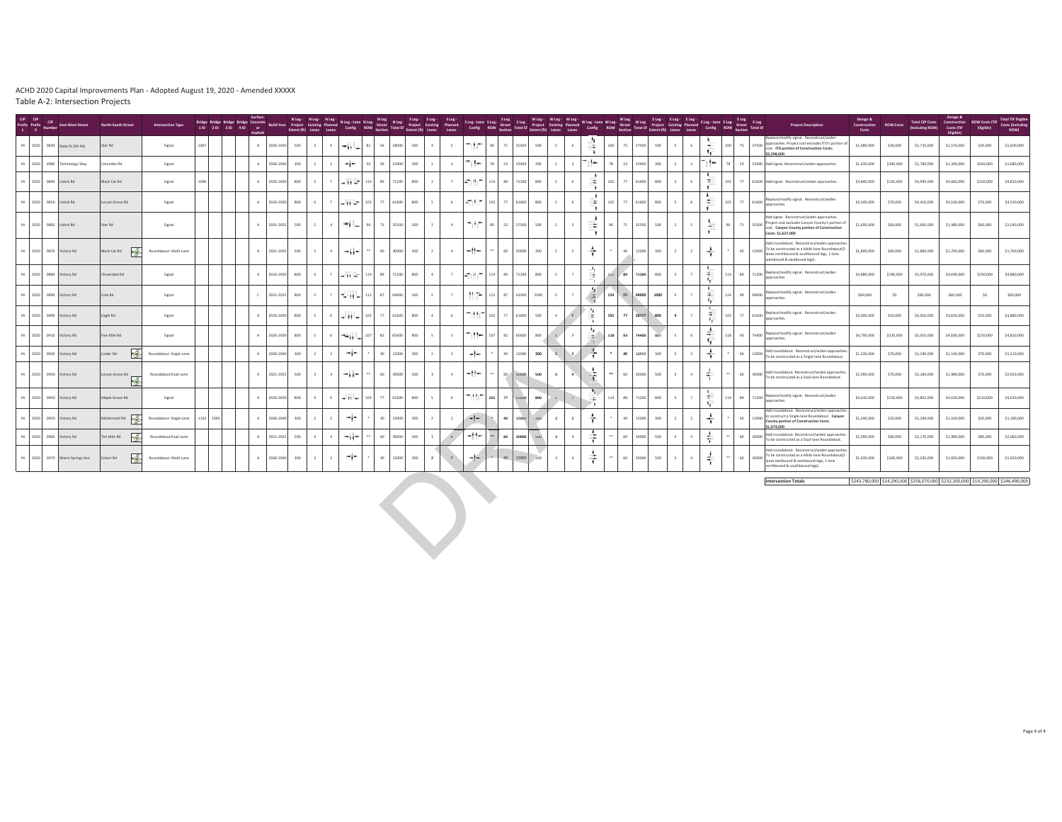ACHD 2020 Capital Improvements Plan - Adopted August 19, 2020 - Amended XXXXX

Table A-2: Intersection Projects

| CIP Prefix 1 | CIP Prefix 2 | CIP Number | East-West Street | North-South Street | Intersection Type | Bridge 1 ID | Bridge 2 ID | Bridge 3 ID | Bridge 4 ID | Surface: Concrete or Asphalt | Build Year | N Leg - Project Extent (ft) | N Leg - Existing Lanes | N Leg - Planned Lanes | N Leg - Lane Config | N Leg ROW | N Leg Street Section | N Leg Total SF | S Leg - Project Extent (ft) | S Leg - Existing Lanes | S Leg - Planned Lanes | S Leg - Lane Config | S Leg ROW | S Leg Street Section | S Leg Total SF | W Leg - Project Extent (ft) | W Leg - Existing Lanes | W Leg - Planned Lanes | W Leg - Lane Config | W Leg ROW | W Leg Street Section | W Leg Total SF | E Leg - Project Extent (ft) | E Leg - Existing Lanes | E Leg - Planned Lanes | E Leg - Lane Config | E Leg ROW | E Leg Street Section | E Leg Total SF | Project Description | Design & Construction Costs | ROW Costs | Total CIP Costs (including ROW) | Design & Construction Costs (TIF Eligible) | ROW Costs (TIF Eligible) | Total TIF Eligible Costs (including ROW) |
|---|---|---|---|---|---|---|---|---|---|---|---|---|---|---|---|---|---|---|---|---|---|---|---|---|---|---|---|---|---|---|---|---|---|---|---|---|---|---|---|---|---|---|---|---|---|---|
| IN | 2020 | 0830 | State St (SH 44) | Star Rd | Signal | 1007 | | | | A | 2026-2030 | 500 | 3 | 4 | | 81 | 56 | 28000 | 500 | 4 | 5 | | 96 | 71 | 35500 | 500 | 5 | 6 | | 100 | 75 | 37500 | 500 | 5 | 6 | | 100 | 75 | 37500 | Replace/modify signal. Reconstruct/widen approaches. Project cost excludes ITD's portion of cost. **ITD portion of Construction Costs: $2,298,000** | $1,680,000 | $30,000 | $1,710,000 | $1,570,000 | $30,000 | $1,600,000 |
| IN | 2020 | 0980 | Technology Way | Columbia Rd | Signal | | | | | A | 2036-2040 | 300 | 2 | 2 | | 50 | 36 | 23400 | 300 | 2 | 3 | | 78 | 53 | 23400 | 300 | 2 | 3 | | 78 | 53 | 23400 | 300 | 2 | 3 | | 78 | 53 | 23400 | Add signal. Reconstruct/widen approaches. | $1,420,000 | $340,000 | $1,760,000 | $1,340,000 | $340,000 | $1,680,000 |
| IN | 2020 | 0840 | Ustick Rd | Black Cat Rd | Signal | 1096 | | | | A | 2026-2030 | 800 | 2 | 7 | | 114 | 89 | 71200 | 800 | 2 | 7 | | 114 | 89 | 71200 | 800 | 2 | 6 | | 102 | 77 | 61600 | 800 | 2 | 6 | | 102 | 77 | 61600 | Add signal. Reconstruct/widen approaches. | $4,840,000 | $150,000 | $4,990,000 | $4,660,000 | $150,000 | $4,810,000 |
| IN | 2020 | 0850 | Ustick Rd | Locust Grove Rd | Signal | | | | | A | 2026-2030 | 800 | 6 | 7 | | 102 | 77 | 61600 | 800 | 5 | 6 | | 102 | 77 | 61600 | 800 | 5 | 6 | | 102 | 77 | 61600 | 800 | 5 | 6 | | 102 | 77 | 61600 | Replace/modify signal. Reconstruct/widen approaches. | $4,340,000 | $70,000 | $4,410,000 | $4,160,000 | $70,000 | $4,230,000 |
| IN | 2020 | 0860 | Ustick Rd | Star Rd | Signal | | | | | A | 2031-2035 | 500 | 2 | 4 | | 96 | 71 | 35500 | 500 | 2 | 4 | | 80 | 55 | 27500 | 500 | 2 | 5 | | 96 | 71 | 35500 | 500 | 2 | 5 | | 96 | 71 | 35500 | Add signal. Reconstruct/widen approaches. Project cost excludes Canyon County's portion of cost. **Canyon County portion of Construction Costs: $1,637,000** | $1,600,000 | $60,000 | $1,660,000 | $1,480,000 | $60,000 | $1,540,000 |
| IN | 2020 | 0870 | Victory Rd | Black Cat Rd | Roundabout: Multi-Lane | | | | | A | 2031-2035 | 500 | 2 | 4 | | ** | 60 | 30000 | 500 | 2 | 4 | | ** | 60 | 30000 | 300 | 2 | 2 | | * | 40 | 12000 | 300 | 2 | 2 | | * | 40 | 12000 | Add roundabout. Reconstruct/widen approaches. To be constructed as a Multi-lane Roundabout(2-lanes northbound & southbound legs, 1-lane westbound & eastbound legs). | $1,800,000 | $60,000 | $1,860,000 | $1,700,000 | $60,000 | $1,760,000 |
| IN | 2020 | 0880 | Victory Rd | Cloverdale Rd | Signal | | | | | A | 2026-2030 | 800 | 4 | 7 | | 114 | 89 | 71200 | 800 | 2 | 7 | | 114 | 89 | 71200 | 800 | 5 | 7 | | 114 | 89 | 71200 | 800 | 5 | 7 | | 114 | 89 | 71200 | Replace/modify signal. Reconstruct/widen approaches. | $4,880,000 | $190,000 | $5,070,000 | $4,690,000 | $190,000 | $4,880,000 |
| IN | 2020 | 0890 | Victory Rd | Cole Rd | Signal | | | | | C | 2021-2025 | 800 | 5 | 7 | | 112 | 87 | 69600 | 500 | 5 | 7 | | 112 | 87 | 43500 | 1000 | 5 | 7 | | 124 | 99 | 99000 | 1000 | 5 | 7 | | 124 | 99 | 99000 | Replace/modify signal. Reconstruct/widen approaches. | $60,000 | $0 | $60,000 | $60,000 | $0 | $60,000 |
| IN | 2020 | 0900 | Victory Rd | Eagle Rd | Signal | | | | | A | 2026-2030 | 800 | 5 | 6 | | 102 | 77 | 61600 | 800 | 4 | 6 | | 102 | 77 | 61600 | 500 | 4 | 6 | | 102 | 77 | 38500 | 800 | 4 | 7 | | 102 | 77 | 61600 | Replace/modify signal. Reconstruct/widen approaches. | $4,000,000 | $50,000 | $4,050,000 | $3,830,000 | $50,000 | $3,880,000 |
| IN | 2020 | 0910 | Victory Rd | Five Mile Rd | Signal | | | | | A | 2026-2030 | 800 | 5 | 6 | | 107 | 82 | 65600 | 800 | 5 | 5 | | 107 | 82 | 65600 | 800 | 5 | 7 | | 118 | 93 | 74400 | 800 | 5 | 6 | | 118 | 93 | 74400 | Replace/modify signal. Reconstruct/widen approaches. | $4,790,000 | $220,000 | $5,010,000 | $4,600,000 | $220,000 | $4,820,000 |
| IN | 2020 | 0920 | Victory Rd | Linder Rd | Roundabout: Single-Lane | | | | | A | 2036-2040 | 300 | 2 | 2 | | * | 40 | 12000 | 300 | 2 | 2 | | * | 40 | 12000 | 300 | 2 | 2 | | * | 40 | 12000 | 300 | 2 | 2 | | * | 40 | 12000 | Add roundabout. Reconstruct/widen approaches. To be constructed as a Single-lane Roundabout. | $1,220,000 | $70,000 | $1,290,000 | $1,140,000 | $70,000 | $1,210,000 |
| IN | 2020 | 0930 | Victory Rd | Locust Grove Rd | Roundabout:Dual-Lane | | | | | A | 2021-2025 | 500 | 3 | 4 | | ** | 60 | 30000 | 500 | 3 | 4 | | ** | 60 | 30000 | 500 | 3 | 4 | | ** | 60 | 30000 | 500 | 3 | 4 | | ** | 60 | 30000 | Add roundabout. Reconstruct/widen approaches. To be constructed as a Dual-lane Roundabout. | $2,090,000 | $70,000 | $2,160,000 | $1,980,000 | $70,000 | $2,050,000 |
| IN | 2020 | 0940 | Victory Rd | Maple Grove Rd | Signal | | | | | A | 2026-2030 | 800 | 4 | 6 | | 102 | 77 | 61600 | 800 | 5 | 6 | | 102 | 77 | 61600 | 800 | 5 | 7 | | 114 | 89 | 71200 | 800 | 5 | 7 | | 114 | 89 | 71200 | Replace/modify signal. Reconstruct/widen approaches. | $4,610,000 | $210,000 | $4,820,000 | $4,420,000 | $210,000 | $4,630,000 |
| IN | 2020 | 0950 | Victory Rd | McDermott Rd | Roundabout: Single-Lane | 1162 | 1269 | | | A | 2036-2040 | 300 | 2 | 2 | | * | 40 | 12000 | 300 | 2 | 2 | | * | 40 | 12000 | 300 | 2 | 2 | | * | 40 | 12000 | 300 | 2 | 2 | | * | 40 | 12000 | Add roundabout. Reconstruct/widen approaches to construct a Single-lane Roundabout. **Canyon County portion of Construction Costs: $1,074,000** | $1,240,000 | $20,000 | $1,260,000 | $1,160,000 | $20,000 | $1,180,000 |
| IN | 2020 | 0960 | Victory Rd | Ten Mile Rd | Roundabout:Dual-Lane | | | | | A | 2021-2025 | 500 | 4 | 4 | | ** | 60 | 30000 | 500 | 3 | 4 | | ** | 60 | 30000 | 500 | 3 | 4 | | ** | 60 | 30000 | 500 | 4 | 4 | | ** | 60 | 30000 | Add roundabout. Reconstruct/widen approaches. To be constructed as a Dual-lane Roundabout. | $2,090,000 | $80,000 | $2,170,000 | $1,980,000 | $80,000 | $2,060,000 |
| IN | 2020 | 0970 | Warm Springs Ave | Eckert Rd | Roundabout: Multi-Lane | | | | | A | 2036-2040 | 300 | 3 | 2 | | * | 40 | 12000 | 300 | 2 | 2 | | * | 40 | 12000 | 500 | 3 | 4 | | ** | 60 | 30000 | 500 | 3 | 4 | | ** | 60 | 30000 | Add roundabout. Reconstruct/widen approaches. To be constructed as a Multi-lane Roundabout(2-lanes eastbound & westbound legs, 1-lane northbound & southbound legs). | $1,920,000 | $100,000 | $2,020,000 | $1,820,000 | $100,000 | $1,920,000 |
| | | | | | | | | | | | | | | | | | | | | | | | | | | | | | | | | | | | | | | | | **Intersection Totals** | $243,780,000 | $14,290,000 | $258,070,000 | $232,200,000 | $14,290,000 | $246,490,000 |

DRAFT